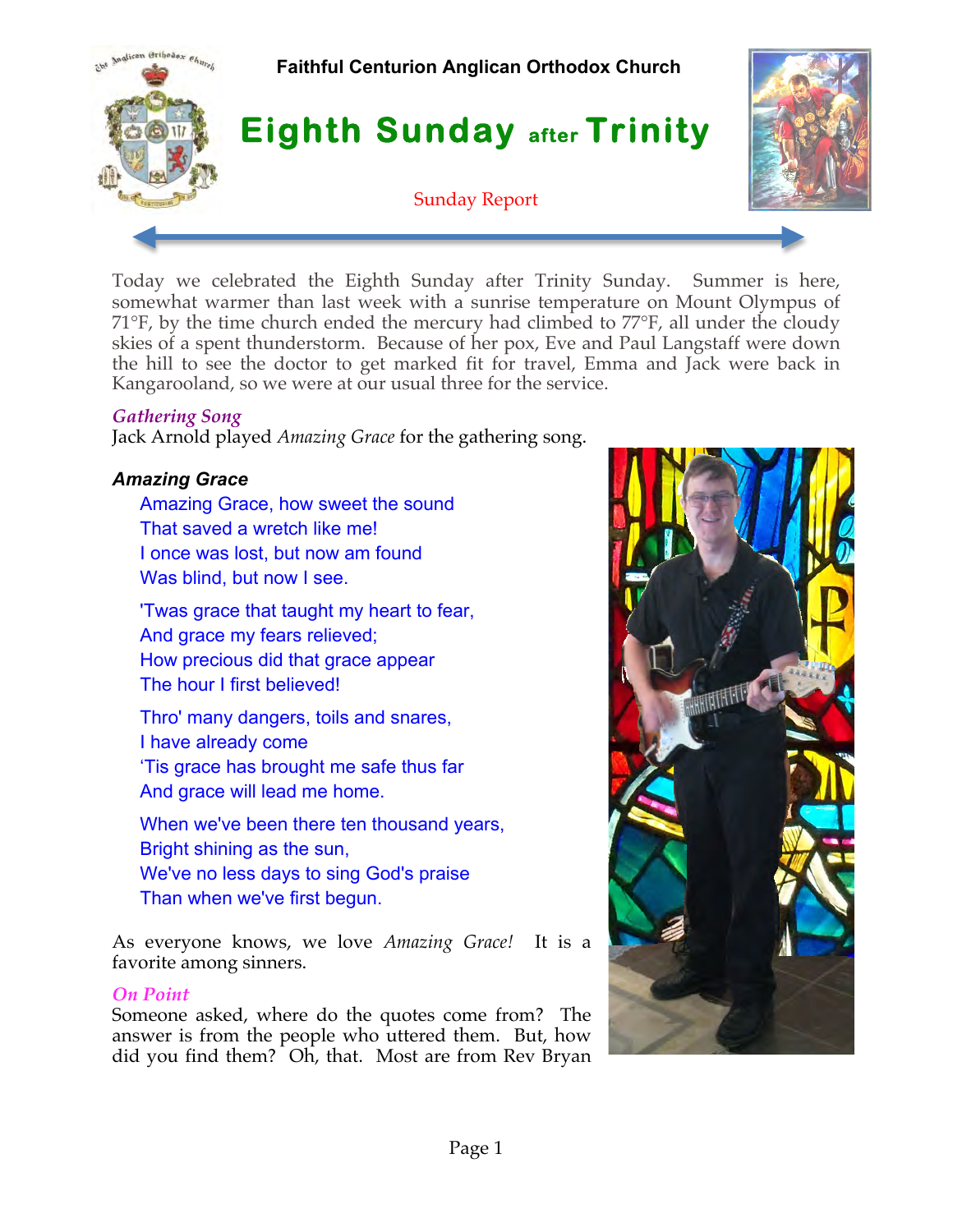Faithful Centurion Anglican Orthodox Church

# Eighth Sunday after Trinity

Sunday Report

Today we celebrated the Eighth Sunday after Trinity Sunday. Summer is here, somewhat warmer than last week with a sunrise temperature on Mount Olympus of 71°F, by the time church ended the mercury had climbed to 77°F, all under the cloudy skies of a spent thunderstorm. Because of her pox, Eve and Paul Langstaff were down the hill to see the doctor to get marked fit for travel, Emma and Jack were back in Kangarooland, so we were at our usual three for the service.

*Gathering Song*

Jack Arnold played *Amazing Grace* for the gathering song.

***Amazing Grace***

Amazing Grace, how sweet the sound
That saved a wretch like me!
I once was lost, but now am found
Was blind, but now I see.

'Twas grace that taught my heart to fear,
And grace my fears relieved;
How precious did that grace appear
The hour I first believed!

Thro' many dangers, toils and snares,
I have already come
'Tis grace has brought me safe thus far
And grace will lead me home.

When we've been there ten thousand years,
Bright shining as the sun,
We've no less days to sing God's praise
Than when we've first begun.

As everyone knows, we love *Amazing Grace!* It is a favorite among sinners.

*On Point*

Someone asked, where do the quotes come from? The answer is from the people who uttered them. But, how did you find them? Oh, that. Most are from Rev Bryan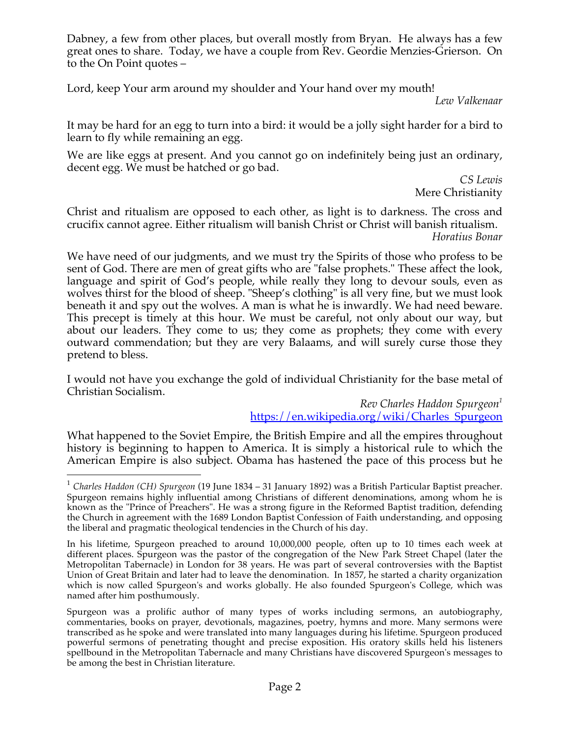Dabney, a few from other places, but overall mostly from Bryan. He always has a few great ones to share. Today, we have a couple from Rev. Geordie Menzies-Grierson. On to the On Point quotes –

Lord, keep Your arm around my shoulder and Your hand over my mouth!

*Lew Valkenaar*

It may be hard for an egg to turn into a bird: it would be a jolly sight harder for a bird to learn to fly while remaining an egg.

We are like eggs at present. And you cannot go on indefinitely being just an ordinary, decent egg. We must be hatched or go bad.

*CS Lewis*
Mere Christianity

Christ and ritualism are opposed to each other, as light is to darkness. The cross and crucifix cannot agree. Either ritualism will banish Christ or Christ will banish ritualism.

*Horatius Bonar*

We have need of our judgments, and we must try the Spirits of those who profess to be sent of God. There are men of great gifts who are "false prophets." These affect the look, language and spirit of God's people, while really they long to devour souls, even as wolves thirst for the blood of sheep. "Sheep's clothing" is all very fine, but we must look beneath it and spy out the wolves. A man is what he is inwardly. We had need beware. This precept is timely at this hour. We must be careful, not only about our way, but about our leaders. They come to us; they come as prophets; they come with every outward commendation; but they are very Balaams, and will surely curse those they pretend to bless.

I would not have you exchange the gold of individual Christianity for the base metal of Christian Socialism.

*Rev Charles Haddon Spurgeon*[1]
https://en.wikipedia.org/wiki/Charles_Spurgeon

What happened to the Soviet Empire, the British Empire and all the empires throughout history is beginning to happen to America. It is simply a historical rule to which the American Empire is also subject. Obama has hastened the pace of this process but he

---

[1] *Charles Haddon (CH) Spurgeon* (19 June 1834 – 31 January 1892) was a British Particular Baptist preacher. Spurgeon remains highly influential among Christians of different denominations, among whom he is known as the "Prince of Preachers". He was a strong figure in the Reformed Baptist tradition, defending the Church in agreement with the 1689 London Baptist Confession of Faith understanding, and opposing the liberal and pragmatic theological tendencies in the Church of his day.

In his lifetime, Spurgeon preached to around 10,000,000 people, often up to 10 times each week at different places. Spurgeon was the pastor of the congregation of the New Park Street Chapel (later the Metropolitan Tabernacle) in London for 38 years. He was part of several controversies with the Baptist Union of Great Britain and later had to leave the denomination. In 1857, he started a charity organization which is now called Spurgeon's and works globally. He also founded Spurgeon's College, which was named after him posthumously.

Spurgeon was a prolific author of many types of works including sermons, an autobiography, commentaries, books on prayer, devotionals, magazines, poetry, hymns and more. Many sermons were transcribed as he spoke and were translated into many languages during his lifetime. Spurgeon produced powerful sermons of penetrating thought and precise exposition. His oratory skills held his listeners spellbound in the Metropolitan Tabernacle and many Christians have discovered Spurgeon's messages to be among the best in Christian literature.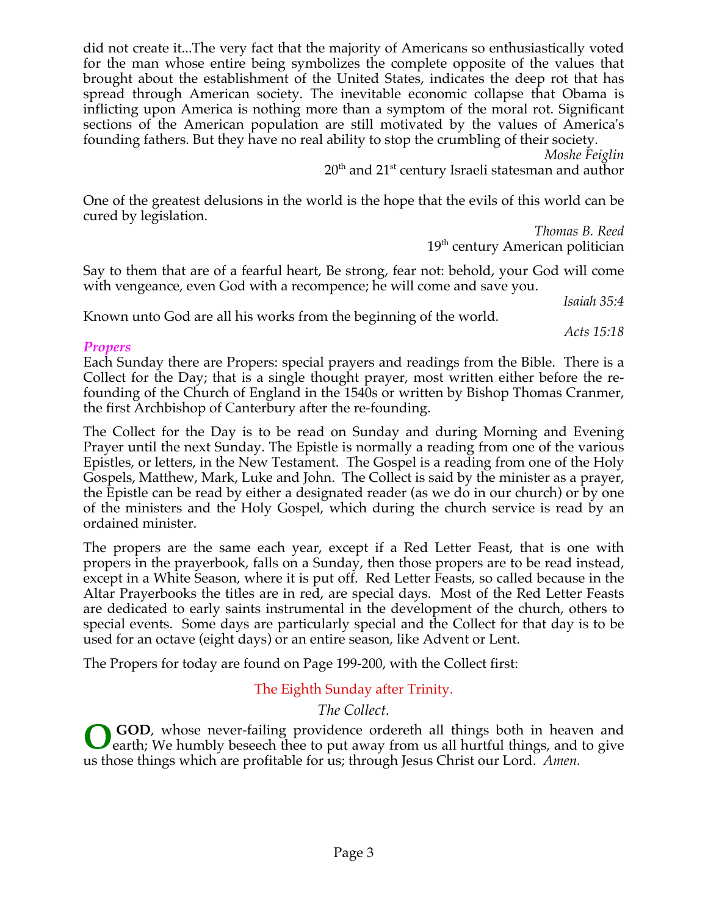did not create it...The very fact that the majority of Americans so enthusiastically voted for the man whose entire being symbolizes the complete opposite of the values that brought about the establishment of the United States, indicates the deep rot that has spread through American society. The inevitable economic collapse that Obama is inflicting upon America is nothing more than a symptom of the moral rot. Significant sections of the American population are still motivated by the values of America's founding fathers. But they have no real ability to stop the crumbling of their society.

*Moshe Feiglin*
20th and 21st century Israeli statesman and author

One of the greatest delusions in the world is the hope that the evils of this world can be cured by legislation.

*Thomas B. Reed*
19th century American politician

Say to them that are of a fearful heart, Be strong, fear not: behold, your God will come with vengeance, even God with a recompence; he will come and save you.

*Isaiah 35:4*

Known unto God are all his works from the beginning of the world.

*Acts 15:18*

### *Propers*

Each Sunday there are Propers: special prayers and readings from the Bible. There is a Collect for the Day; that is a single thought prayer, most written either before the re-founding of the Church of England in the 1540s or written by Bishop Thomas Cranmer, the first Archbishop of Canterbury after the re-founding.

The Collect for the Day is to be read on Sunday and during Morning and Evening Prayer until the next Sunday. The Epistle is normally a reading from one of the various Epistles, or letters, in the New Testament. The Gospel is a reading from one of the Holy Gospels, Matthew, Mark, Luke and John. The Collect is said by the minister as a prayer, the Epistle can be read by either a designated reader (as we do in our church) or by one of the ministers and the Holy Gospel, which during the church service is read by an ordained minister.

The propers are the same each year, except if a Red Letter Feast, that is one with propers in the prayerbook, falls on a Sunday, then those propers are to be read instead, except in a White Season, where it is put off. Red Letter Feasts, so called because in the Altar Prayerbooks the titles are in red, are special days. Most of the Red Letter Feasts are dedicated to early saints instrumental in the development of the church, others to special events. Some days are particularly special and the Collect for that day is to be used for an octave (eight days) or an entire season, like Advent or Lent.

The Propers for today are found on Page 199-200, with the Collect first:

## The Eighth Sunday after Trinity.

*The Collect.*

**O GOD**, whose never-failing providence ordereth all things both in heaven and earth; We humbly beseech thee to put away from us all hurtful things, and to give us those things which are profitable for us; through Jesus Christ our Lord. *Amen.*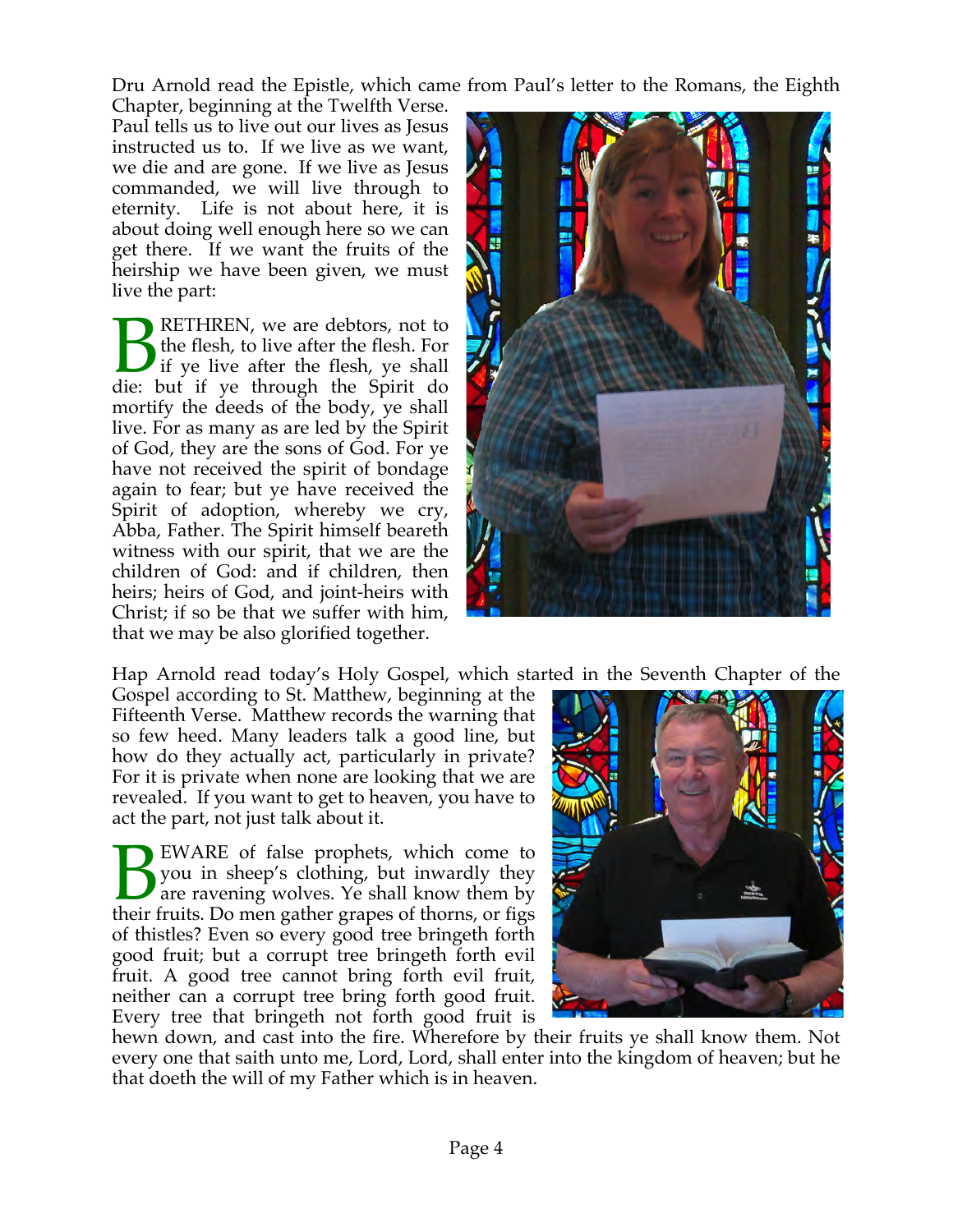Dru Arnold read the Epistle, which came from Paul's letter to the Romans, the Eighth Chapter, beginning at the Twelfth Verse. Paul tells us to live out our lives as Jesus instructed us to. If we live as we want, we die and are gone. If we live as Jesus commanded, we will live through to eternity. Life is not about here, it is about doing well enough here so we can get there. If we want the fruits of the heirship we have been given, we must live the part:

BRETHREN, we are debtors, not to the flesh, to live after the flesh. For if ye live after the flesh, ye shall die: but if ye through the Spirit do mortify the deeds of the body, ye shall live. For as many as are led by the Spirit of God, they are the sons of God. For ye have not received the spirit of bondage again to fear; but ye have received the Spirit of adoption, whereby we cry, Abba, Father. The Spirit himself beareth witness with our spirit, that we are the children of God: and if children, then heirs; heirs of God, and joint-heirs with Christ; if so be that we suffer with him, that we may be also glorified together.

Hap Arnold read today's Holy Gospel, which started in the Seventh Chapter of the Gospel according to St. Matthew, beginning at the Fifteenth Verse. Matthew records the warning that so few heed. Many leaders talk a good line, but how do they actually act, particularly in private? For it is private when none are looking that we are revealed. If you want to get to heaven, you have to act the part, not just talk about it.

BEWARE of false prophets, which come to you in sheep's clothing, but inwardly they are ravening wolves. Ye shall know them by their fruits. Do men gather grapes of thorns, or figs of thistles? Even so every good tree bringeth forth good fruit; but a corrupt tree bringeth forth evil fruit. A good tree cannot bring forth evil fruit, neither can a corrupt tree bring forth good fruit. Every tree that bringeth not forth good fruit is hewn down, and cast into the fire. Wherefore by their fruits ye shall know them. Not every one that saith unto me, Lord, Lord, shall enter into the kingdom of heaven; but he that doeth the will of my Father which is in heaven.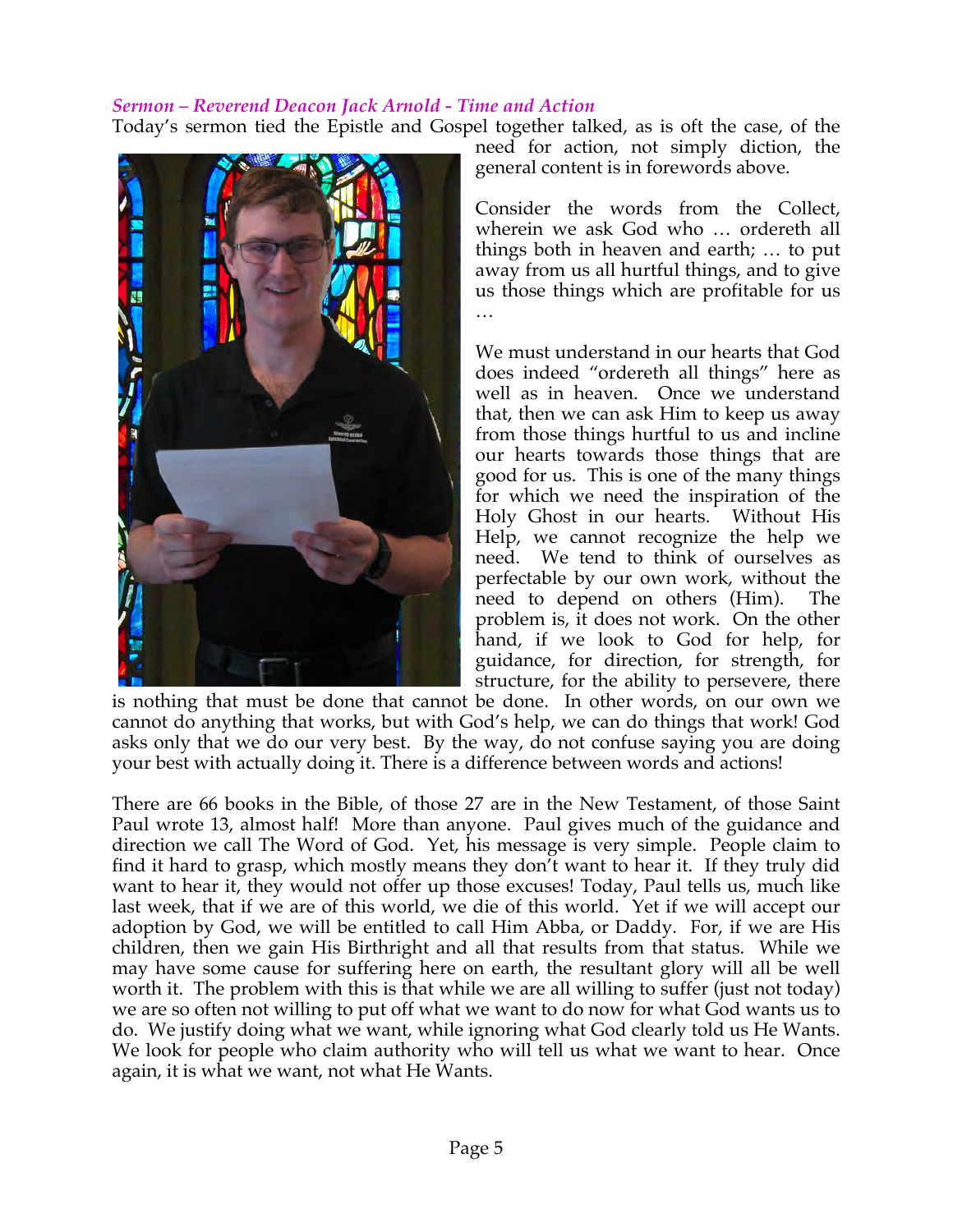*Sermon – Reverend Deacon Jack Arnold - Time and Action*

Today's sermon tied the Epistle and Gospel together talked, as is oft the case, of the need for action, not simply diction, the general content is in forewords above.

Consider the words from the Collect, wherein we ask God who … ordereth all things both in heaven and earth; … to put away from us all hurtful things, and to give us those things which are profitable for us …

We must understand in our hearts that God does indeed "ordereth all things" here as well as in heaven. Once we understand that, then we can ask Him to keep us away from those things hurtful to us and incline our hearts towards those things that are good for us. This is one of the many things for which we need the inspiration of the Holy Ghost in our hearts. Without His Help, we cannot recognize the help we need. We tend to think of ourselves as perfectable by our own work, without the need to depend on others (Him). The problem is, it does not work. On the other hand, if we look to God for help, for guidance, for direction, for strength, for structure, for the ability to persevere, there is nothing that must be done that cannot be done. In other words, on our own we cannot do anything that works, but with God's help, we can do things that work! God asks only that we do our very best. By the way, do not confuse saying you are doing your best with actually doing it. There is a difference between words and actions!

There are 66 books in the Bible, of those 27 are in the New Testament, of those Saint Paul wrote 13, almost half! More than anyone. Paul gives much of the guidance and direction we call The Word of God. Yet, his message is very simple. People claim to find it hard to grasp, which mostly means they don't want to hear it. If they truly did want to hear it, they would not offer up those excuses! Today, Paul tells us, much like last week, that if we are of this world, we die of this world. Yet if we will accept our adoption by God, we will be entitled to call Him Abba, or Daddy. For, if we are His children, then we gain His Birthright and all that results from that status. While we may have some cause for suffering here on earth, the resultant glory will all be well worth it. The problem with this is that while we are all willing to suffer (just not today) we are so often not willing to put off what we want to do now for what God wants us to do. We justify doing what we want, while ignoring what God clearly told us He Wants. We look for people who claim authority who will tell us what we want to hear. Once again, it is what we want, not what He Wants.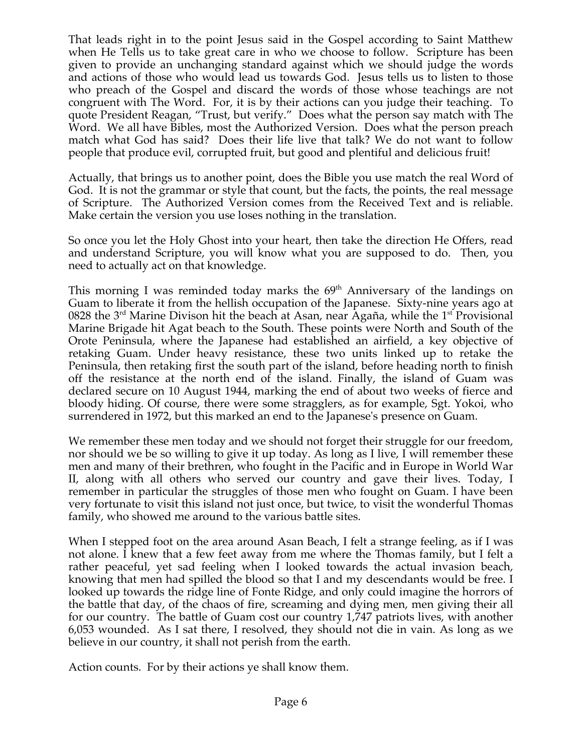That leads right in to the point Jesus said in the Gospel according to Saint Matthew when He Tells us to take great care in who we choose to follow. Scripture has been given to provide an unchanging standard against which we should judge the words and actions of those who would lead us towards God. Jesus tells us to listen to those who preach of the Gospel and discard the words of those whose teachings are not congruent with The Word. For, it is by their actions can you judge their teaching. To quote President Reagan, "Trust, but verify." Does what the person say match with The Word. We all have Bibles, most the Authorized Version. Does what the person preach match what God has said? Does their life live that talk? We do not want to follow people that produce evil, corrupted fruit, but good and plentiful and delicious fruit!

Actually, that brings us to another point, does the Bible you use match the real Word of God. It is not the grammar or style that count, but the facts, the points, the real message of Scripture. The Authorized Version comes from the Received Text and is reliable. Make certain the version you use loses nothing in the translation.

So once you let the Holy Ghost into your heart, then take the direction He Offers, read and understand Scripture, you will know what you are supposed to do. Then, you need to actually act on that knowledge.

This morning I was reminded today marks the 69th Anniversary of the landings on Guam to liberate it from the hellish occupation of the Japanese. Sixty-nine years ago at 0828 the 3rd Marine Divison hit the beach at Asan, near Agaña, while the 1st Provisional Marine Brigade hit Agat beach to the South. These points were North and South of the Orote Peninsula, where the Japanese had established an airfield, a key objective of retaking Guam. Under heavy resistance, these two units linked up to retake the Peninsula, then retaking first the south part of the island, before heading north to finish off the resistance at the north end of the island. Finally, the island of Guam was declared secure on 10 August 1944, marking the end of about two weeks of fierce and bloody hiding. Of course, there were some stragglers, as for example, Sgt. Yokoi, who surrendered in 1972, but this marked an end to the Japanese's presence on Guam.

We remember these men today and we should not forget their struggle for our freedom, nor should we be so willing to give it up today. As long as I live, I will remember these men and many of their brethren, who fought in the Pacific and in Europe in World War II, along with all others who served our country and gave their lives. Today, I remember in particular the struggles of those men who fought on Guam. I have been very fortunate to visit this island not just once, but twice, to visit the wonderful Thomas family, who showed me around to the various battle sites.

When I stepped foot on the area around Asan Beach, I felt a strange feeling, as if I was not alone. I knew that a few feet away from me where the Thomas family, but I felt a rather peaceful, yet sad feeling when I looked towards the actual invasion beach, knowing that men had spilled the blood so that I and my descendants would be free. I looked up towards the ridge line of Fonte Ridge, and only could imagine the horrors of the battle that day, of the chaos of fire, screaming and dying men, men giving their all for our country. The battle of Guam cost our country 1,747 patriots lives, with another 6,053 wounded. As I sat there, I resolved, they should not die in vain. As long as we believe in our country, it shall not perish from the earth.

Action counts. For by their actions ye shall know them.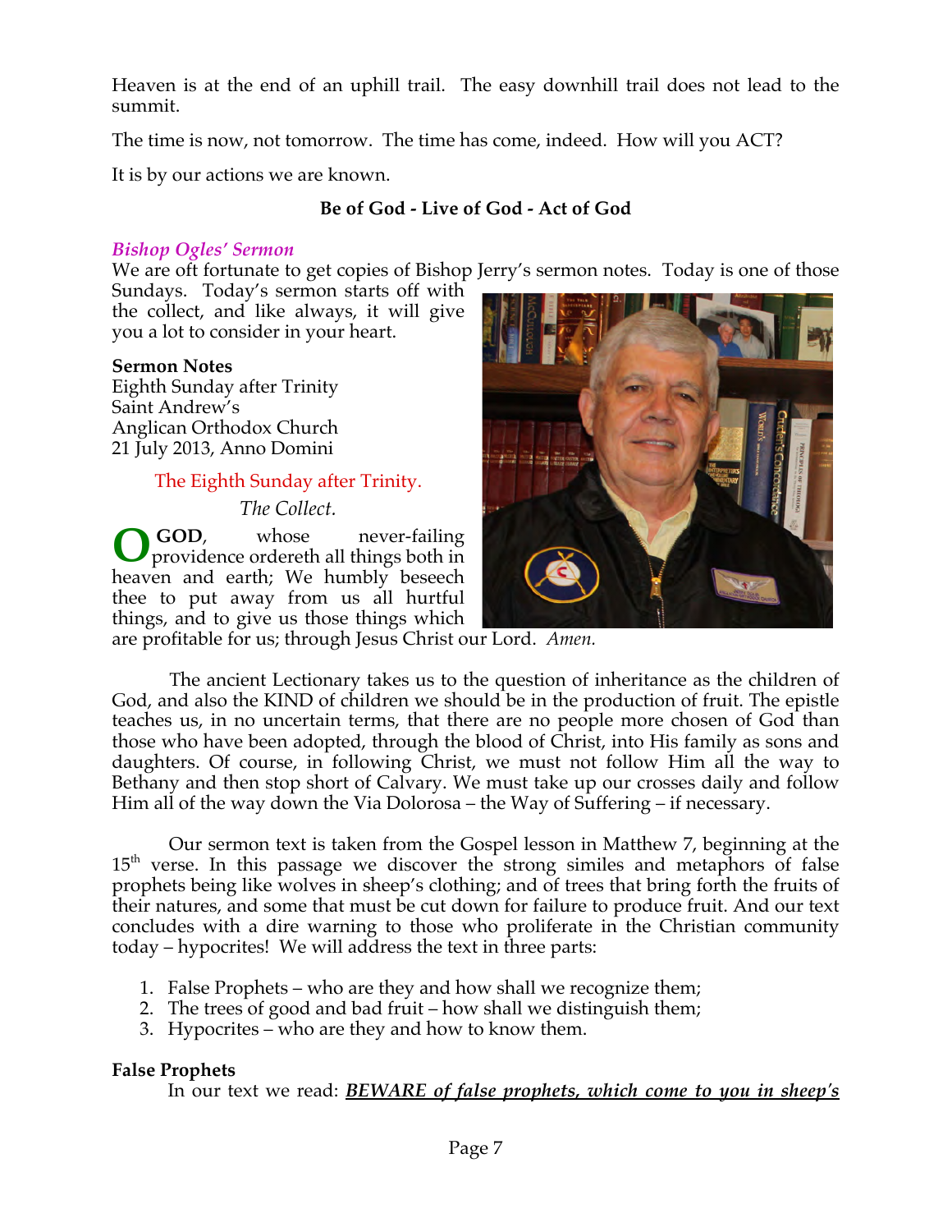Heaven is at the end of an uphill trail. The easy downhill trail does not lead to the summit.

The time is now, not tomorrow. The time has come, indeed. How will you ACT?

It is by our actions we are known.

**Be of God - Live of God - Act of God**

### *Bishop Ogles' Sermon*

We are oft fortunate to get copies of Bishop Jerry's sermon notes. Today is one of those Sundays. Today's sermon starts off with the collect, and like always, it will give you a lot to consider in your heart.

**Sermon Notes**
Eighth Sunday after Trinity
Saint Andrew's
Anglican Orthodox Church
21 July 2013, Anno Domini

The Eighth Sunday after Trinity.

*The Collect.*

O **GOD**, whose never-failing providence ordereth all things both in heaven and earth; We humbly beseech thee to put away from us all hurtful things, and to give us those things which are profitable for us; through Jesus Christ our Lord. *Amen.*

The ancient Lectionary takes us to the question of inheritance as the children of God, and also the KIND of children we should be in the production of fruit. The epistle teaches us, in no uncertain terms, that there are no people more chosen of God than those who have been adopted, through the blood of Christ, into His family as sons and daughters. Of course, in following Christ, we must not follow Him all the way to Bethany and then stop short of Calvary. We must take up our crosses daily and follow Him all of the way down the Via Dolorosa – the Way of Suffering – if necessary.

Our sermon text is taken from the Gospel lesson in Matthew 7, beginning at the 15th verse. In this passage we discover the strong similes and metaphors of false prophets being like wolves in sheep's clothing; and of trees that bring forth the fruits of their natures, and some that must be cut down for failure to produce fruit. And our text concludes with a dire warning to those who proliferate in the Christian community today – hypocrites! We will address the text in three parts:

1. False Prophets – who are they and how shall we recognize them;
2. The trees of good and bad fruit – how shall we distinguish them;
3. Hypocrites – who are they and how to know them.

**False Prophets**

In our text we read: ***BEWARE of false prophets, which come to you in sheep's***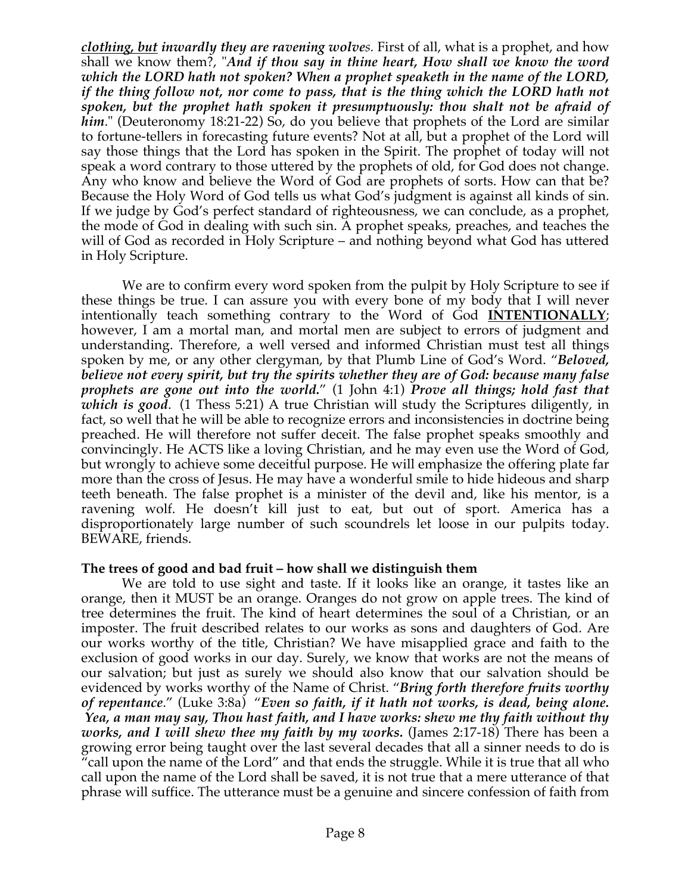***clothing, but*** ***inwardly they are ravening wolves.*** First of all, what is a prophet, and how shall we know them?, "***And if thou say in thine heart, How shall we know the word which the LORD hath not spoken? When a prophet speaketh in the name of the LORD, if the thing follow not, nor come to pass, that is the thing which the LORD hath not spoken, but the prophet hath spoken it presumptuously: thou shalt not be afraid of him.***" (Deuteronomy 18:21-22) So, do you believe that prophets of the Lord are similar to fortune-tellers in forecasting future events? Not at all, but a prophet of the Lord will say those things that the Lord has spoken in the Spirit. The prophet of today will not speak a word contrary to those uttered by the prophets of old, for God does not change. Any who know and believe the Word of God are prophets of sorts. How can that be? Because the Holy Word of God tells us what God's judgment is against all kinds of sin. If we judge by God's perfect standard of righteousness, we can conclude, as a prophet, the mode of God in dealing with such sin. A prophet speaks, preaches, and teaches the will of God as recorded in Holy Scripture – and nothing beyond what God has uttered in Holy Scripture.

We are to confirm every word spoken from the pulpit by Holy Scripture to see if these things be true. I can assure you with every bone of my body that I will never intentionally teach something contrary to the Word of God **INTENTIONALLY**; however, I am a mortal man, and mortal men are subject to errors of judgment and understanding. Therefore, a well versed and informed Christian must test all things spoken by me, or any other clergyman, by that Plumb Line of God's Word. "***Beloved, believe not every spirit, but try the spirits whether they are of God: because many false prophets are gone out into the world.***" (1 John 4:1) ***Prove all things; hold fast that which is good.*** (1 Thess 5:21) A true Christian will study the Scriptures diligently, in fact, so well that he will be able to recognize errors and inconsistencies in doctrine being preached. He will therefore not suffer deceit. The false prophet speaks smoothly and convincingly. He ACTS like a loving Christian, and he may even use the Word of God, but wrongly to achieve some deceitful purpose. He will emphasize the offering plate far more than the cross of Jesus. He may have a wonderful smile to hide hideous and sharp teeth beneath. The false prophet is a minister of the devil and, like his mentor, is a ravening wolf. He doesn't kill just to eat, but out of sport. America has a disproportionately large number of such scoundrels let loose in our pulpits today. BEWARE, friends.

**The trees of good and bad fruit – how shall we distinguish them**

We are told to use sight and taste. If it looks like an orange, it tastes like an orange, then it MUST be an orange. Oranges do not grow on apple trees. The kind of tree determines the fruit. The kind of heart determines the soul of a Christian, or an imposter. The fruit described relates to our works as sons and daughters of God. Are our works worthy of the title, Christian? We have misapplied grace and faith to the exclusion of good works in our day. Surely, we know that works are not the means of our salvation; but just as surely we should also know that our salvation should be evidenced by works worthy of the Name of Christ. "***Bring forth therefore fruits worthy of repentance.***" (Luke 3:8a) "***Even so faith, if it hath not works, is dead, being alone. Yea, a man may say, Thou hast faith, and I have works: shew me thy faith without thy works, and I will shew thee my faith by my works.*** (James 2:17-18) There has been a growing error being taught over the last several decades that all a sinner needs to do is "call upon the name of the Lord" and that ends the struggle. While it is true that all who call upon the name of the Lord shall be saved, it is not true that a mere utterance of that phrase will suffice. The utterance must be a genuine and sincere confession of faith from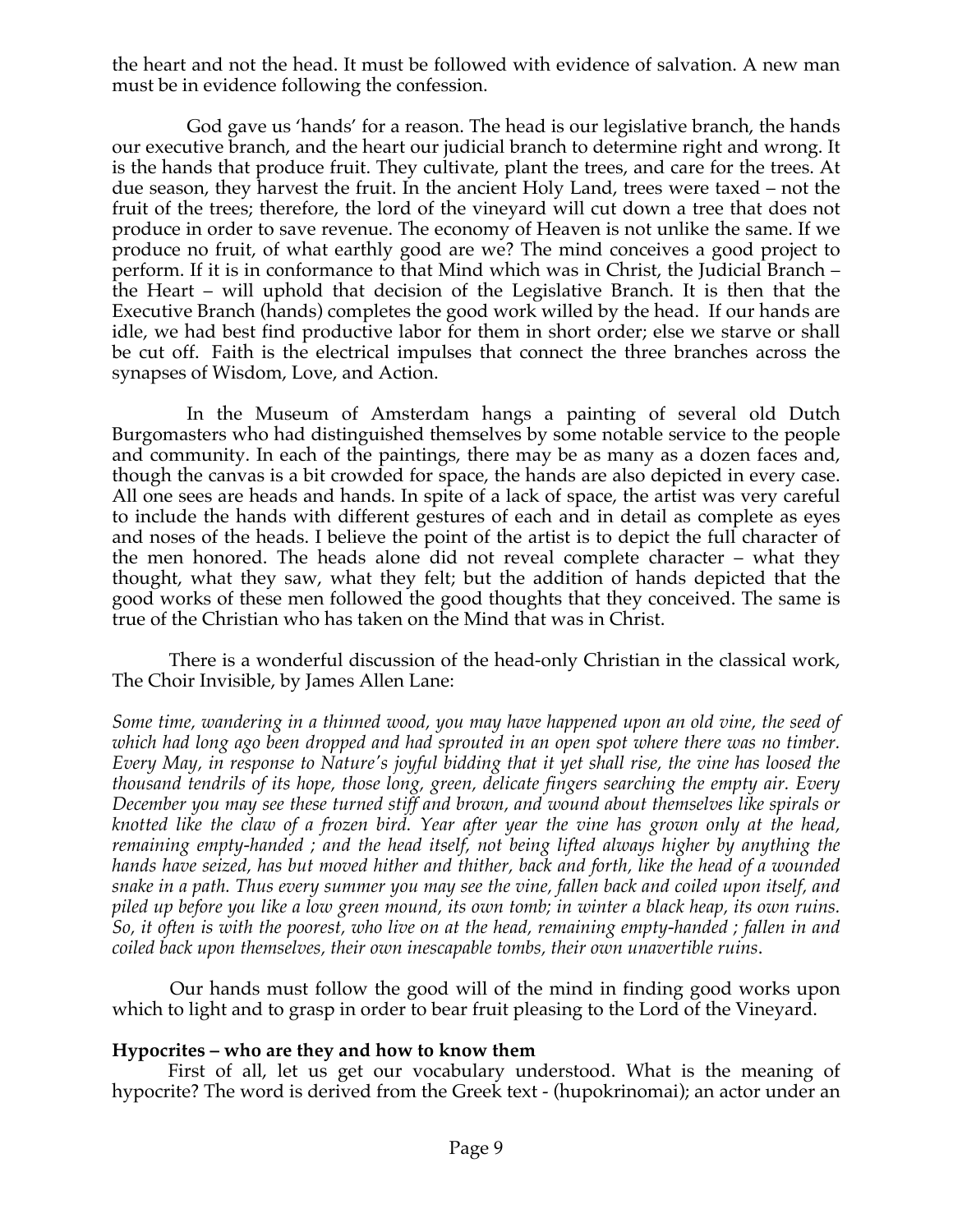the heart and not the head. It must be followed with evidence of salvation. A new man must be in evidence following the confession.

God gave us 'hands' for a reason. The head is our legislative branch, the hands our executive branch, and the heart our judicial branch to determine right and wrong. It is the hands that produce fruit. They cultivate, plant the trees, and care for the trees. At due season, they harvest the fruit. In the ancient Holy Land, trees were taxed – not the fruit of the trees; therefore, the lord of the vineyard will cut down a tree that does not produce in order to save revenue. The economy of Heaven is not unlike the same. If we produce no fruit, of what earthly good are we? The mind conceives a good project to perform. If it is in conformance to that Mind which was in Christ, the Judicial Branch – the Heart – will uphold that decision of the Legislative Branch. It is then that the Executive Branch (hands) completes the good work willed by the head. If our hands are idle, we had best find productive labor for them in short order; else we starve or shall be cut off. Faith is the electrical impulses that connect the three branches across the synapses of Wisdom, Love, and Action.

In the Museum of Amsterdam hangs a painting of several old Dutch Burgomasters who had distinguished themselves by some notable service to the people and community. In each of the paintings, there may be as many as a dozen faces and, though the canvas is a bit crowded for space, the hands are also depicted in every case. All one sees are heads and hands. In spite of a lack of space, the artist was very careful to include the hands with different gestures of each and in detail as complete as eyes and noses of the heads. I believe the point of the artist is to depict the full character of the men honored. The heads alone did not reveal complete character – what they thought, what they saw, what they felt; but the addition of hands depicted that the good works of these men followed the good thoughts that they conceived. The same is true of the Christian who has taken on the Mind that was in Christ.

There is a wonderful discussion of the head-only Christian in the classical work, The Choir Invisible, by James Allen Lane:

*Some time, wandering in a thinned wood, you may have happened upon an old vine, the seed of which had long ago been dropped and had sprouted in an open spot where there was no timber. Every May, in response to Nature's joyful bidding that it yet shall rise, the vine has loosed the thousand tendrils of its hope, those long, green, delicate fingers searching the empty air. Every December you may see these turned stiff and brown, and wound about themselves like spirals or knotted like the claw of a frozen bird. Year after year the vine has grown only at the head, remaining empty-handed ; and the head itself, not being lifted always higher by anything the hands have seized, has but moved hither and thither, back and forth, like the head of a wounded snake in a path. Thus every summer you may see the vine, fallen back and coiled upon itself, and piled up before you like a low green mound, its own tomb; in winter a black heap, its own ruins. So, it often is with the poorest, who live on at the head, remaining empty-handed ; fallen in and coiled back upon themselves, their own inescapable tombs, their own unavertible ruins.*

Our hands must follow the good will of the mind in finding good works upon which to light and to grasp in order to bear fruit pleasing to the Lord of the Vineyard.

**Hypocrites – who are they and how to know them**

First of all, let us get our vocabulary understood. What is the meaning of hypocrite? The word is derived from the Greek text - (hupokrinomai); an actor under an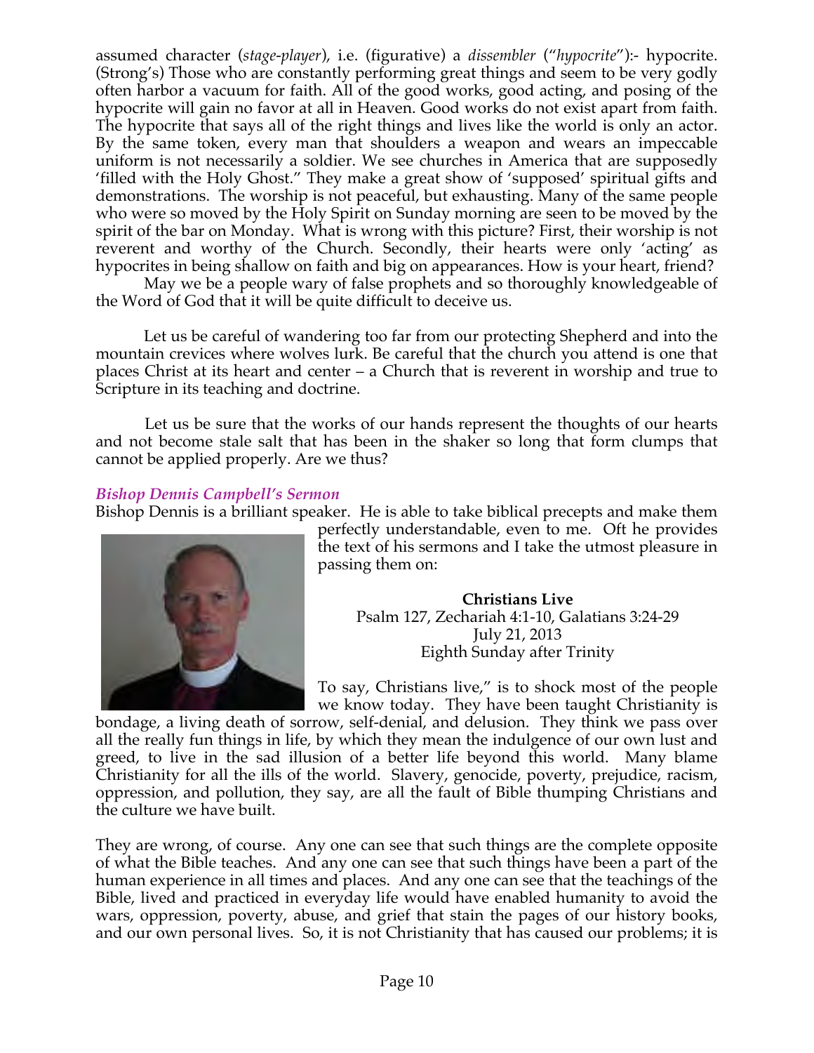assumed character (*stage-player*), i.e. (figurative) a *dissembler* ("*hypocrite*"):- hypocrite. (Strong's) Those who are constantly performing great things and seem to be very godly often harbor a vacuum for faith. All of the good works, good acting, and posing of the hypocrite will gain no favor at all in Heaven. Good works do not exist apart from faith. The hypocrite that says all of the right things and lives like the world is only an actor. By the same token, every man that shoulders a weapon and wears an impeccable uniform is not necessarily a soldier. We see churches in America that are supposedly 'filled with the Holy Ghost." They make a great show of 'supposed' spiritual gifts and demonstrations. The worship is not peaceful, but exhausting. Many of the same people who were so moved by the Holy Spirit on Sunday morning are seen to be moved by the spirit of the bar on Monday. What is wrong with this picture? First, their worship is not reverent and worthy of the Church. Secondly, their hearts were only 'acting' as hypocrites in being shallow on faith and big on appearances. How is your heart, friend?

May we be a people wary of false prophets and so thoroughly knowledgeable of the Word of God that it will be quite difficult to deceive us.

Let us be careful of wandering too far from our protecting Shepherd and into the mountain crevices where wolves lurk. Be careful that the church you attend is one that places Christ at its heart and center – a Church that is reverent in worship and true to Scripture in its teaching and doctrine.

Let us be sure that the works of our hands represent the thoughts of our hearts and not become stale salt that has been in the shaker so long that form clumps that cannot be applied properly. Are we thus?

### *Bishop Dennis Campbell's Sermon*

Bishop Dennis is a brilliant speaker. He is able to take biblical precepts and make them perfectly understandable, even to me. Oft he provides the text of his sermons and I take the utmost pleasure in passing them on:

**Christians Live**
Psalm 127, Zechariah 4:1-10, Galatians 3:24-29
July 21, 2013
Eighth Sunday after Trinity

To say, Christians live," is to shock most of the people we know today. They have been taught Christianity is bondage, a living death of sorrow, self-denial, and delusion. They think we pass over all the really fun things in life, by which they mean the indulgence of our own lust and greed, to live in the sad illusion of a better life beyond this world. Many blame Christianity for all the ills of the world. Slavery, genocide, poverty, prejudice, racism, oppression, and pollution, they say, are all the fault of Bible thumping Christians and the culture we have built.

They are wrong, of course. Any one can see that such things are the complete opposite of what the Bible teaches. And any one can see that such things have been a part of the human experience in all times and places. And any one can see that the teachings of the Bible, lived and practiced in everyday life would have enabled humanity to avoid the wars, oppression, poverty, abuse, and grief that stain the pages of our history books, and our own personal lives. So, it is not Christianity that has caused our problems; it is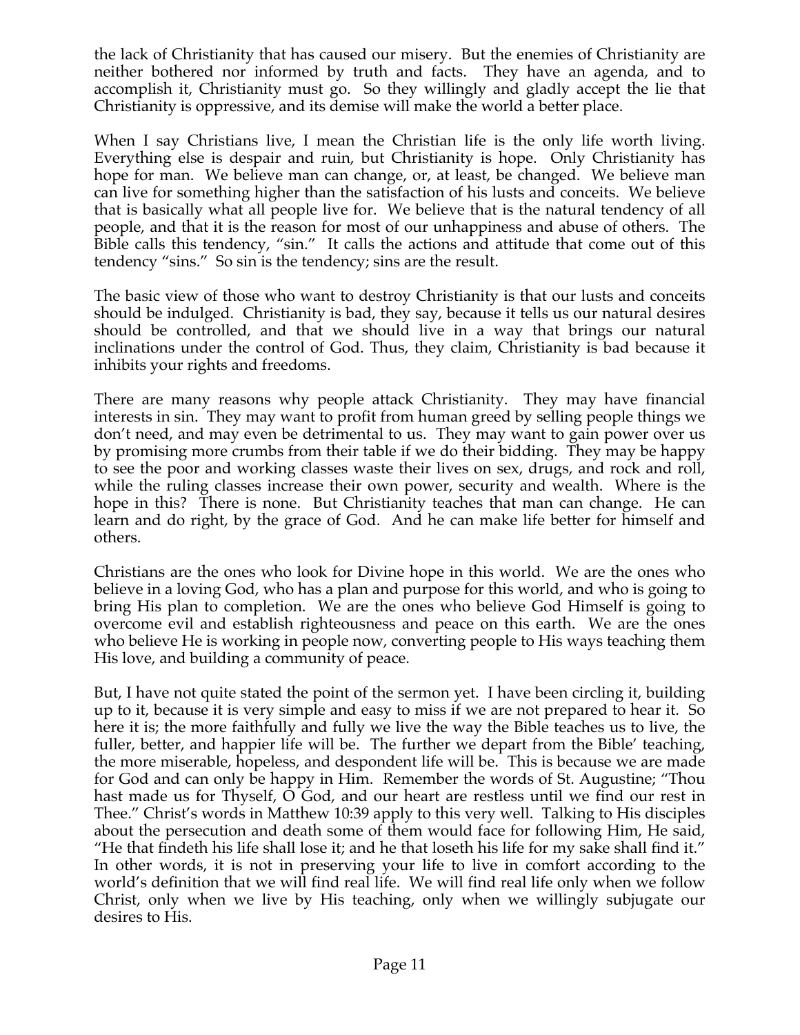the lack of Christianity that has caused our misery. But the enemies of Christianity are neither bothered nor informed by truth and facts. They have an agenda, and to accomplish it, Christianity must go. So they willingly and gladly accept the lie that Christianity is oppressive, and its demise will make the world a better place.

When I say Christians live, I mean the Christian life is the only life worth living. Everything else is despair and ruin, but Christianity is hope. Only Christianity has hope for man. We believe man can change, or, at least, be changed. We believe man can live for something higher than the satisfaction of his lusts and conceits. We believe that is basically what all people live for. We believe that is the natural tendency of all people, and that it is the reason for most of our unhappiness and abuse of others. The Bible calls this tendency, "sin." It calls the actions and attitude that come out of this tendency "sins." So sin is the tendency; sins are the result.

The basic view of those who want to destroy Christianity is that our lusts and conceits should be indulged. Christianity is bad, they say, because it tells us our natural desires should be controlled, and that we should live in a way that brings our natural inclinations under the control of God. Thus, they claim, Christianity is bad because it inhibits your rights and freedoms.

There are many reasons why people attack Christianity. They may have financial interests in sin. They may want to profit from human greed by selling people things we don't need, and may even be detrimental to us. They may want to gain power over us by promising more crumbs from their table if we do their bidding. They may be happy to see the poor and working classes waste their lives on sex, drugs, and rock and roll, while the ruling classes increase their own power, security and wealth. Where is the hope in this? There is none. But Christianity teaches that man can change. He can learn and do right, by the grace of God. And he can make life better for himself and others.

Christians are the ones who look for Divine hope in this world. We are the ones who believe in a loving God, who has a plan and purpose for this world, and who is going to bring His plan to completion. We are the ones who believe God Himself is going to overcome evil and establish righteousness and peace on this earth. We are the ones who believe He is working in people now, converting people to His ways teaching them His love, and building a community of peace.

But, I have not quite stated the point of the sermon yet. I have been circling it, building up to it, because it is very simple and easy to miss if we are not prepared to hear it. So here it is; the more faithfully and fully we live the way the Bible teaches us to live, the fuller, better, and happier life will be. The further we depart from the Bible' teaching, the more miserable, hopeless, and despondent life will be. This is because we are made for God and can only be happy in Him. Remember the words of St. Augustine; "Thou hast made us for Thyself, O God, and our heart are restless until we find our rest in Thee." Christ's words in Matthew 10:39 apply to this very well. Talking to His disciples about the persecution and death some of them would face for following Him, He said, "He that findeth his life shall lose it; and he that loseth his life for my sake shall find it." In other words, it is not in preserving your life to live in comfort according to the world's definition that we will find real life. We will find real life only when we follow Christ, only when we live by His teaching, only when we willingly subjugate our desires to His.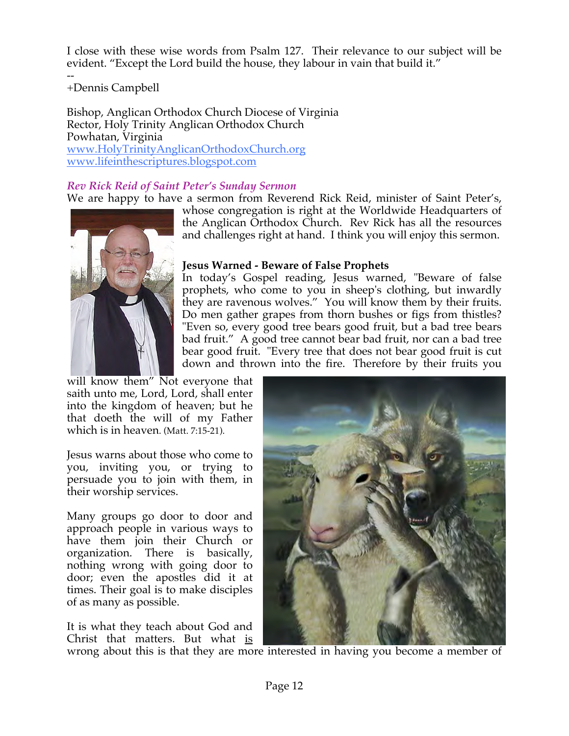I close with these wise words from Psalm 127. Their relevance to our subject will be evident. "Except the Lord build the house, they labour in vain that build it."

--

+Dennis Campbell

Bishop, Anglican Orthodox Church Diocese of Virginia
Rector, Holy Trinity Anglican Orthodox Church
Powhatan, Virginia
www.HolyTrinityAnglicanOrthodoxChurch.org
www.lifeinthescriptures.blogspot.com

*Rev Rick Reid of Saint Peter's Sunday Sermon*

We are happy to have a sermon from Reverend Rick Reid, minister of Saint Peter's, whose congregation is right at the Worldwide Headquarters of the Anglican Orthodox Church. Rev Rick has all the resources and challenges right at hand. I think you will enjoy this sermon.

**Jesus Warned - Beware of False Prophets**

In today's Gospel reading, Jesus warned, "Beware of false prophets, who come to you in sheep's clothing, but inwardly they are ravenous wolves." You will know them by their fruits. Do men gather grapes from thorn bushes or figs from thistles? "Even so, every good tree bears good fruit, but a bad tree bears bad fruit." A good tree cannot bear bad fruit, nor can a bad tree bear good fruit. "Every tree that does not bear good fruit is cut down and thrown into the fire. Therefore by their fruits you will know them" Not everyone that saith unto me, Lord, Lord, shall enter into the kingdom of heaven; but he that doeth the will of my Father which is in heaven. (Matt. 7:15-21).

Jesus warns about those who come to you, inviting you, or trying to persuade you to join with them, in their worship services.

Many groups go door to door and approach people in various ways to have them join their Church or organization. There is basically, nothing wrong with going door to door; even the apostles did it at times. Their goal is to make disciples of as many as possible.

It is what they teach about God and Christ that matters. But what is wrong about this is that they are more interested in having you become a member of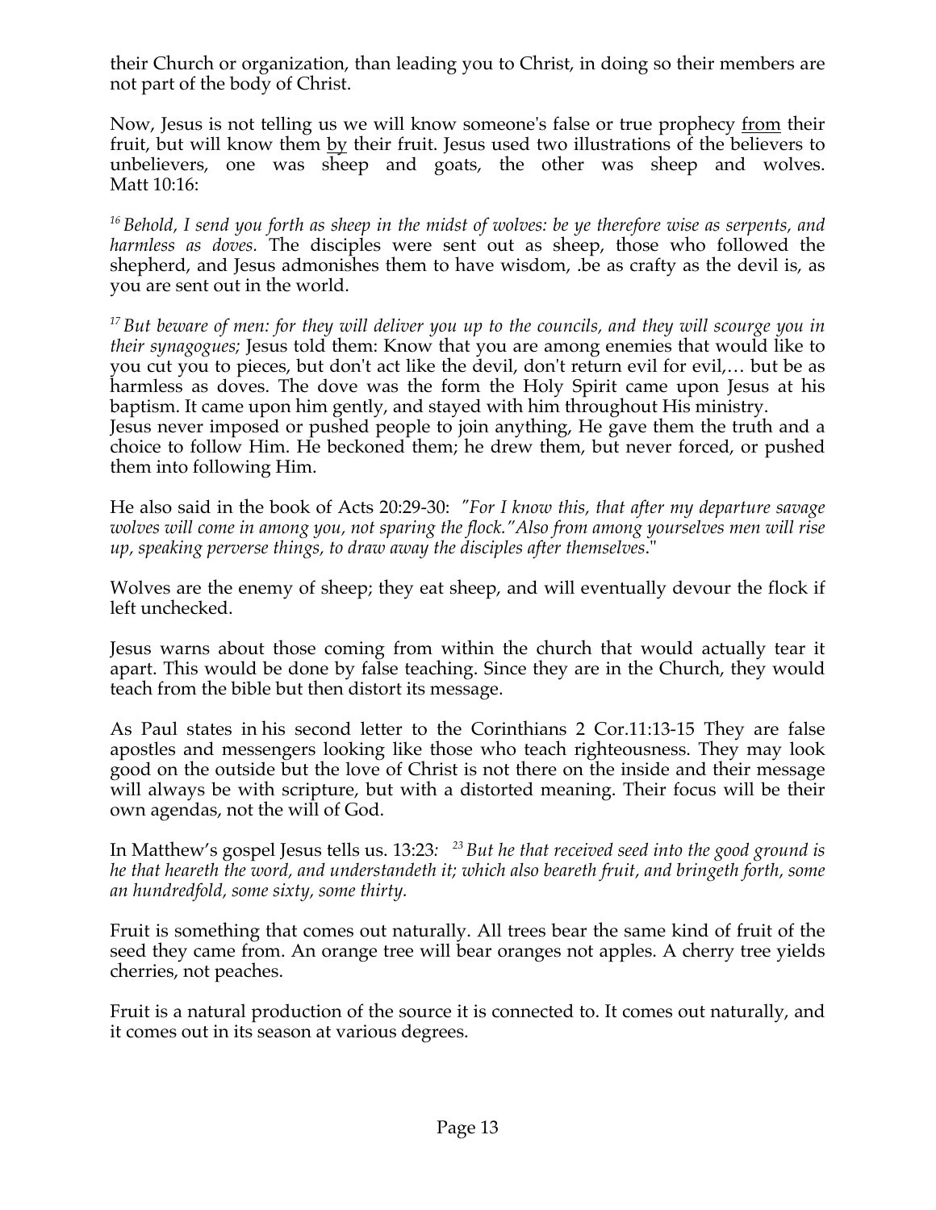their Church or organization, than leading you to Christ, in doing so their members are not part of the body of Christ.

Now, Jesus is not telling us we will know someone's false or true prophecy <u>from</u> their fruit, but will know them <u>by</u> their fruit. Jesus used two illustrations of the believers to unbelievers, one was sheep and goats, the other was sheep and wolves. Matt 10:16:

[16] *Behold, I send you forth as sheep in the midst of wolves: be ye therefore wise as serpents, and harmless as doves.* The disciples were sent out as sheep, those who followed the shepherd, and Jesus admonishes them to have wisdom, .be as crafty as the devil is, as you are sent out in the world.

[17] *But beware of men: for they will deliver you up to the councils, and they will scourge you in their synagogues;* Jesus told them: Know that you are among enemies that would like to you cut you to pieces, but don't act like the devil, don't return evil for evil,… but be as harmless as doves. The dove was the form the Holy Spirit came upon Jesus at his baptism. It came upon him gently, and stayed with him throughout His ministry.
Jesus never imposed or pushed people to join anything, He gave them the truth and a choice to follow Him. He beckoned them; he drew them, but never forced, or pushed them into following Him.

He also said in the book of Acts 20:29-30: *"For I know this, that after my departure savage wolves will come in among you, not sparing the flock."Also from among yourselves men will rise up, speaking perverse things, to draw away the disciples after themselves.*"

Wolves are the enemy of sheep; they eat sheep, and will eventually devour the flock if left unchecked.

Jesus warns about those coming from within the church that would actually tear it apart. This would be done by false teaching. Since they are in the Church, they would teach from the bible but then distort its message.

As Paul states in his second letter to the Corinthians 2 Cor.11:13-15 They are false apostles and messengers looking like those who teach righteousness. They may look good on the outside but the love of Christ is not there on the inside and their message will always be with scripture, but with a distorted meaning. Their focus will be their own agendas, not the will of God.

In Matthew's gospel Jesus tells us. 13:23*:* [23] *But he that received seed into the good ground is he that heareth the word, and understandeth it; which also beareth fruit, and bringeth forth, some an hundredfold, some sixty, some thirty.*

Fruit is something that comes out naturally. All trees bear the same kind of fruit of the seed they came from. An orange tree will bear oranges not apples. A cherry tree yields cherries, not peaches.

Fruit is a natural production of the source it is connected to. It comes out naturally, and it comes out in its season at various degrees.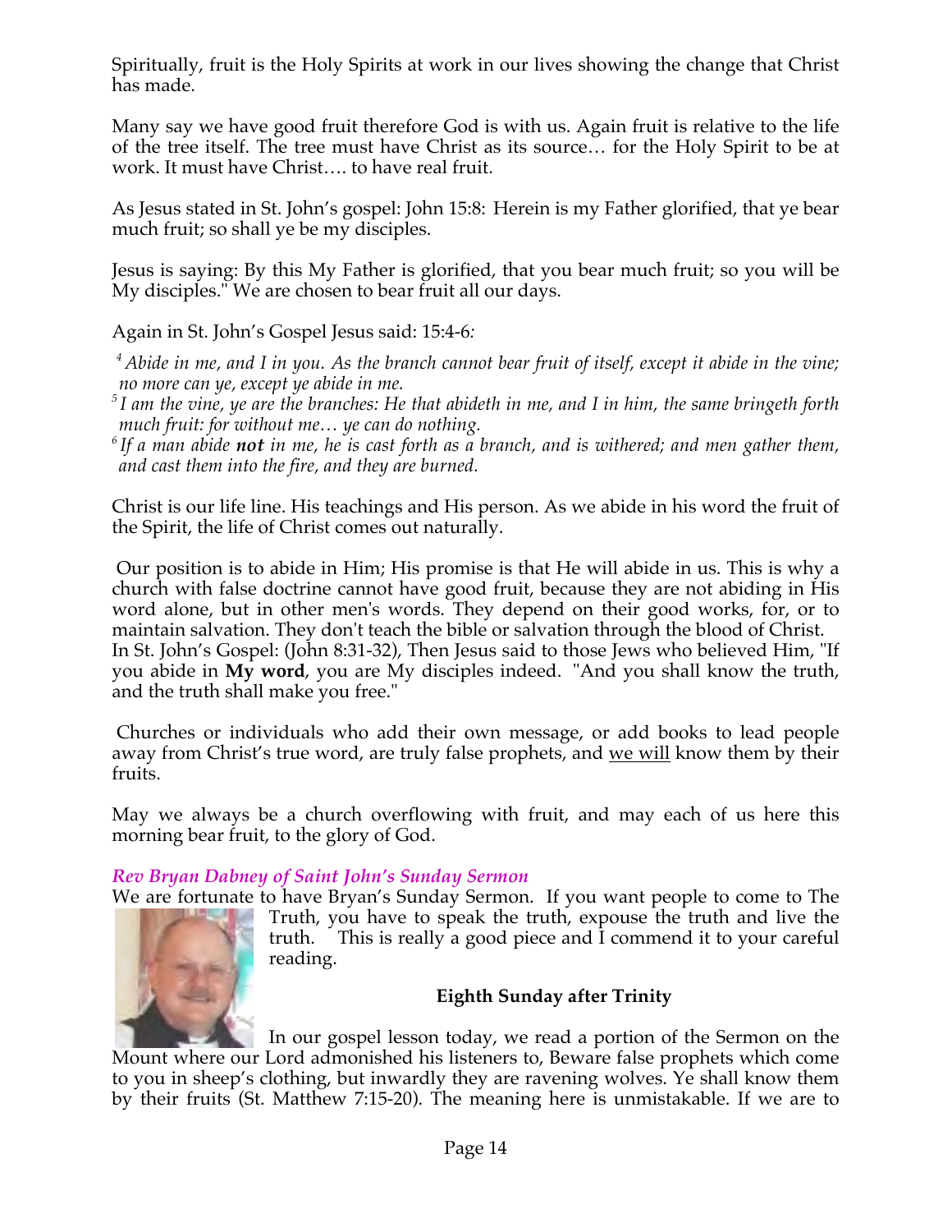Spiritually, fruit is the Holy Spirits at work in our lives showing the change that Christ has made.

Many say we have good fruit therefore God is with us. Again fruit is relative to the life of the tree itself. The tree must have Christ as its source… for the Holy Spirit to be at work. It must have Christ…. to have real fruit.

As Jesus stated in St. John's gospel: John 15:8: Herein is my Father glorified, that ye bear much fruit; so shall ye be my disciples.

Jesus is saying: By this My Father is glorified, that you bear much fruit; so you will be My disciples." We are chosen to bear fruit all our days.

Again in St. John's Gospel Jesus said: 15:4-6*:*

*[4] Abide in me, and I in you. As the branch cannot bear fruit of itself, except it abide in the vine; no more can ye, except ye abide in me.*
*[5] I am the vine, ye are the branches: He that abideth in me, and I in him, the same bringeth forth much fruit: for without me… ye can do nothing.*
*[6] If a man abide **not** in me, he is cast forth as a branch, and is withered; and men gather them, and cast them into the fire, and they are burned.*

Christ is our life line. His teachings and His person. As we abide in his word the fruit of the Spirit, the life of Christ comes out naturally.

Our position is to abide in Him; His promise is that He will abide in us. This is why a church with false doctrine cannot have good fruit, because they are not abiding in His word alone, but in other men's words. They depend on their good works, for, or to maintain salvation. They don't teach the bible or salvation through the blood of Christ. In St. John's Gospel: (John 8:31-32), Then Jesus said to those Jews who believed Him, "If you abide in **My word**, you are My disciples indeed. "And you shall know the truth, and the truth shall make you free."

Churches or individuals who add their own message, or add books to lead people away from Christ's true word, are truly false prophets, and <u>we will</u> know them by their fruits.

May we always be a church overflowing with fruit, and may each of us here this morning bear fruit, to the glory of God.

***Rev Bryan Dabney of Saint John's Sunday Sermon***

We are fortunate to have Bryan's Sunday Sermon. If you want people to come to The Truth, you have to speak the truth, expouse the truth and live the truth. This is really a good piece and I commend it to your careful reading.

**Eighth Sunday after Trinity**

In our gospel lesson today, we read a portion of the Sermon on the Mount where our Lord admonished his listeners to, Beware false prophets which come to you in sheep's clothing, but inwardly they are ravening wolves. Ye shall know them by their fruits (St. Matthew 7:15-20). The meaning here is unmistakable. If we are to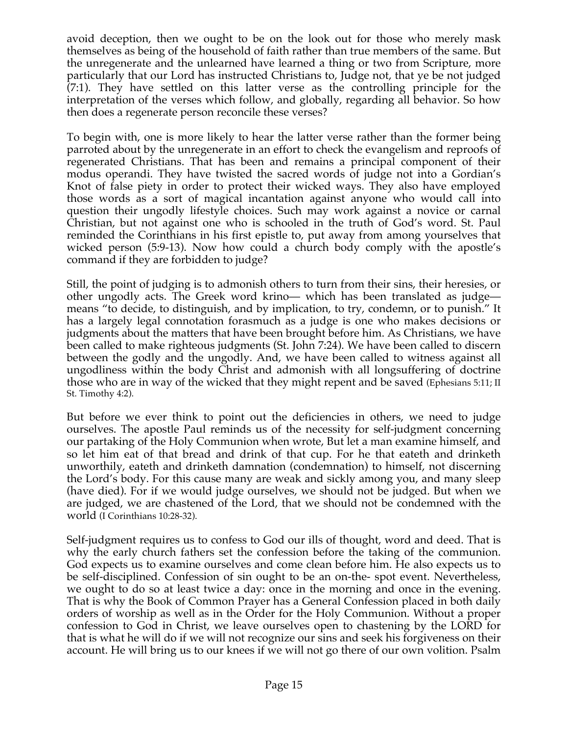avoid deception, then we ought to be on the look out for those who merely mask themselves as being of the household of faith rather than true members of the same. But the unregenerate and the unlearned have learned a thing or two from Scripture, more particularly that our Lord has instructed Christians to, Judge not, that ye be not judged (7:1). They have settled on this latter verse as the controlling principle for the interpretation of the verses which follow, and globally, regarding all behavior. So how then does a regenerate person reconcile these verses?

To begin with, one is more likely to hear the latter verse rather than the former being parroted about by the unregenerate in an effort to check the evangelism and reproofs of regenerated Christians. That has been and remains a principal component of their modus operandi. They have twisted the sacred words of judge not into a Gordian's Knot of false piety in order to protect their wicked ways. They also have employed those words as a sort of magical incantation against anyone who would call into question their ungodly lifestyle choices. Such may work against a novice or carnal Christian, but not against one who is schooled in the truth of God's word. St. Paul reminded the Corinthians in his first epistle to, put away from among yourselves that wicked person (5:9-13). Now how could a church body comply with the apostle's command if they are forbidden to judge?

Still, the point of judging is to admonish others to turn from their sins, their heresies, or other ungodly acts. The Greek word krino— which has been translated as judge— means "to decide, to distinguish, and by implication, to try, condemn, or to punish." It has a largely legal connotation forasmuch as a judge is one who makes decisions or judgments about the matters that have been brought before him. As Christians, we have been called to make righteous judgments (St. John 7:24). We have been called to discern between the godly and the ungodly. And, we have been called to witness against all ungodliness within the body Christ and admonish with all longsuffering of doctrine those who are in way of the wicked that they might repent and be saved (Ephesians 5:11; II St. Timothy 4:2).

But before we ever think to point out the deficiencies in others, we need to judge ourselves. The apostle Paul reminds us of the necessity for self-judgment concerning our partaking of the Holy Communion when wrote, But let a man examine himself, and so let him eat of that bread and drink of that cup. For he that eateth and drinketh unworthily, eateth and drinketh damnation (condemnation) to himself, not discerning the Lord's body. For this cause many are weak and sickly among you, and many sleep (have died). For if we would judge ourselves, we should not be judged. But when we are judged, we are chastened of the Lord, that we should not be condemned with the world (I Corinthians 10:28-32).

Self-judgment requires us to confess to God our ills of thought, word and deed. That is why the early church fathers set the confession before the taking of the communion. God expects us to examine ourselves and come clean before him. He also expects us to be self-disciplined. Confession of sin ought to be an on-the- spot event. Nevertheless, we ought to do so at least twice a day: once in the morning and once in the evening. That is why the Book of Common Prayer has a General Confession placed in both daily orders of worship as well as in the Order for the Holy Communion. Without a proper confession to God in Christ, we leave ourselves open to chastening by the LORD for that is what he will do if we will not recognize our sins and seek his forgiveness on their account. He will bring us to our knees if we will not go there of our own volition. Psalm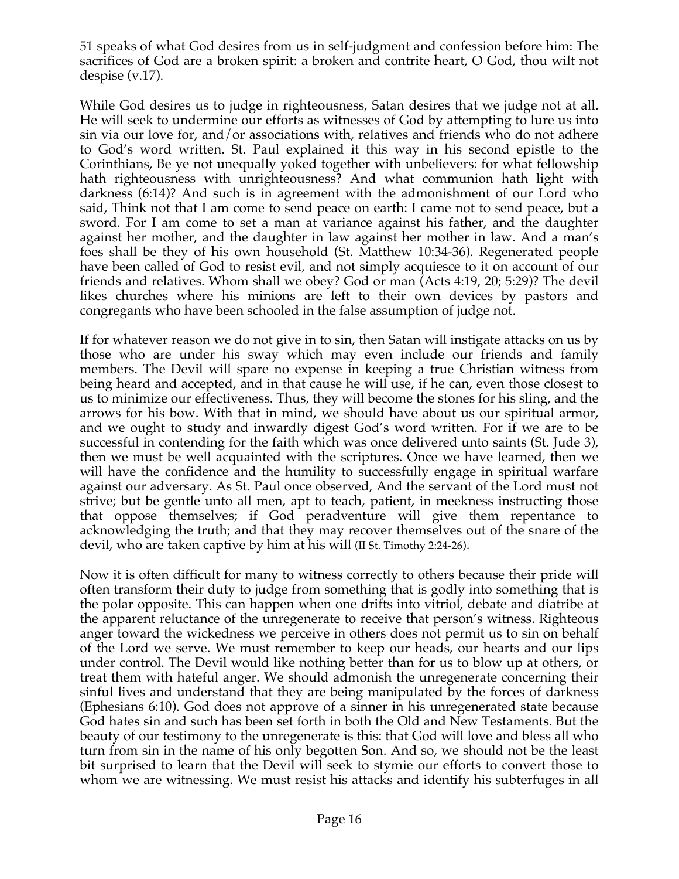51 speaks of what God desires from us in self-judgment and confession before him: The sacrifices of God are a broken spirit: a broken and contrite heart, O God, thou wilt not despise (v.17).

While God desires us to judge in righteousness, Satan desires that we judge not at all. He will seek to undermine our efforts as witnesses of God by attempting to lure us into sin via our love for, and/or associations with, relatives and friends who do not adhere to God's word written. St. Paul explained it this way in his second epistle to the Corinthians, Be ye not unequally yoked together with unbelievers: for what fellowship hath righteousness with unrighteousness? And what communion hath light with darkness (6:14)? And such is in agreement with the admonishment of our Lord who said, Think not that I am come to send peace on earth: I came not to send peace, but a sword. For I am come to set a man at variance against his father, and the daughter against her mother, and the daughter in law against her mother in law. And a man's foes shall be they of his own household (St. Matthew 10:34-36). Regenerated people have been called of God to resist evil, and not simply acquiesce to it on account of our friends and relatives. Whom shall we obey? God or man (Acts 4:19, 20; 5:29)? The devil likes churches where his minions are left to their own devices by pastors and congregants who have been schooled in the false assumption of judge not.

If for whatever reason we do not give in to sin, then Satan will instigate attacks on us by those who are under his sway which may even include our friends and family members. The Devil will spare no expense in keeping a true Christian witness from being heard and accepted, and in that cause he will use, if he can, even those closest to us to minimize our effectiveness. Thus, they will become the stones for his sling, and the arrows for his bow. With that in mind, we should have about us our spiritual armor, and we ought to study and inwardly digest God's word written. For if we are to be successful in contending for the faith which was once delivered unto saints (St. Jude 3), then we must be well acquainted with the scriptures. Once we have learned, then we will have the confidence and the humility to successfully engage in spiritual warfare against our adversary. As St. Paul once observed, And the servant of the Lord must not strive; but be gentle unto all men, apt to teach, patient, in meekness instructing those that oppose themselves; if God peradventure will give them repentance to acknowledging the truth; and that they may recover themselves out of the snare of the devil, who are taken captive by him at his will (II St. Timothy 2:24-26).

Now it is often difficult for many to witness correctly to others because their pride will often transform their duty to judge from something that is godly into something that is the polar opposite. This can happen when one drifts into vitriol, debate and diatribe at the apparent reluctance of the unregenerate to receive that person's witness. Righteous anger toward the wickedness we perceive in others does not permit us to sin on behalf of the Lord we serve. We must remember to keep our heads, our hearts and our lips under control. The Devil would like nothing better than for us to blow up at others, or treat them with hateful anger. We should admonish the unregenerate concerning their sinful lives and understand that they are being manipulated by the forces of darkness (Ephesians 6:10). God does not approve of a sinner in his unregenerated state because God hates sin and such has been set forth in both the Old and New Testaments. But the beauty of our testimony to the unregenerate is this: that God will love and bless all who turn from sin in the name of his only begotten Son. And so, we should not be the least bit surprised to learn that the Devil will seek to stymie our efforts to convert those to whom we are witnessing. We must resist his attacks and identify his subterfuges in all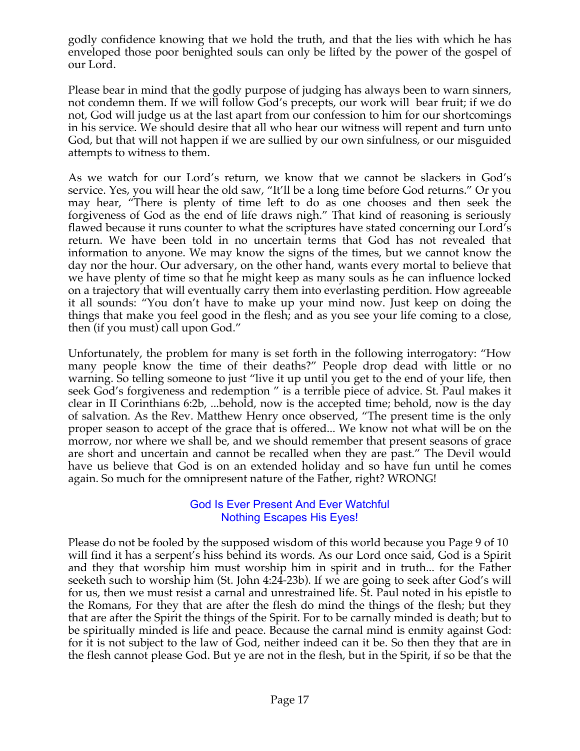godly confidence knowing that we hold the truth, and that the lies with which he has enveloped those poor benighted souls can only be lifted by the power of the gospel of our Lord.

Please bear in mind that the godly purpose of judging has always been to warn sinners, not condemn them. If we will follow God's precepts, our work will bear fruit; if we do not, God will judge us at the last apart from our confession to him for our shortcomings in his service. We should desire that all who hear our witness will repent and turn unto God, but that will not happen if we are sullied by our own sinfulness, or our misguided attempts to witness to them.

As we watch for our Lord's return, we know that we cannot be slackers in God's service. Yes, you will hear the old saw, "It'll be a long time before God returns." Or you may hear, "There is plenty of time left to do as one chooses and then seek the forgiveness of God as the end of life draws nigh." That kind of reasoning is seriously flawed because it runs counter to what the scriptures have stated concerning our Lord's return. We have been told in no uncertain terms that God has not revealed that information to anyone. We may know the signs of the times, but we cannot know the day nor the hour. Our adversary, on the other hand, wants every mortal to believe that we have plenty of time so that he might keep as many souls as he can influence locked on a trajectory that will eventually carry them into everlasting perdition. How agreeable it all sounds: "You don't have to make up your mind now. Just keep on doing the things that make you feel good in the flesh; and as you see your life coming to a close, then (if you must) call upon God."

Unfortunately, the problem for many is set forth in the following interrogatory: "How many people know the time of their deaths?" People drop dead with little or no warning. So telling someone to just "live it up until you get to the end of your life, then seek God's forgiveness and redemption " is a terrible piece of advice. St. Paul makes it clear in II Corinthians 6:2b, ...behold, now is the accepted time; behold, now is the day of salvation. As the Rev. Matthew Henry once observed, "The present time is the only proper season to accept of the grace that is offered... We know not what will be on the morrow, nor where we shall be, and we should remember that present seasons of grace are short and uncertain and cannot be recalled when they are past." The Devil would have us believe that God is on an extended holiday and so have fun until he comes again. So much for the omnipresent nature of the Father, right? WRONG!

God Is Ever Present And Ever Watchful
Nothing Escapes His Eyes!

Please do not be fooled by the supposed wisdom of this world because you will find it has a serpent's hiss behind its words. As our Lord once said, God is a Spirit and they that worship him must worship him in spirit and in truth... for the Father seeketh such to worship him (St. John 4:24-23b). If we are going to seek after God's will for us, then we must resist a carnal and unrestrained life. St. Paul noted in his epistle to the Romans, For they that are after the flesh do mind the things of the flesh; but they that are after the Spirit the things of the Spirit. For to be carnally minded is death; but to be spiritually minded is life and peace. Because the carnal mind is enmity against God: for it is not subject to the law of God, neither indeed can it be. So then they that are in the flesh cannot please God. But ye are not in the flesh, but in the Spirit, if so be that the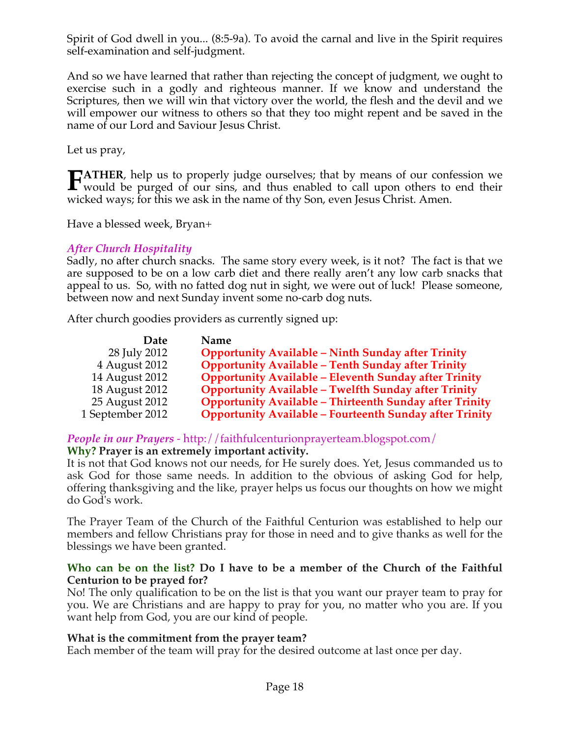Spirit of God dwell in you... (8:5-9a). To avoid the carnal and live in the Spirit requires self-examination and self-judgment.

And so we have learned that rather than rejecting the concept of judgment, we ought to exercise such in a godly and righteous manner. If we know and understand the Scriptures, then we will win that victory over the world, the flesh and the devil and we will empower our witness to others so that they too might repent and be saved in the name of our Lord and Saviour Jesus Christ.

Let us pray,

**FATHER**, help us to properly judge ourselves; that by means of our confession we would be purged of our sins, and thus enabled to call upon others to end their wicked ways; for this we ask in the name of thy Son, even Jesus Christ. Amen.

Have a blessed week, Bryan+

### *After Church Hospitality*

Sadly, no after church snacks. The same story every week, is it not? The fact is that we are supposed to be on a low carb diet and there really aren't any low carb snacks that appeal to us. So, with no fatted dog nut in sight, we were out of luck! Please someone, between now and next Sunday invent some no-carb dog nuts.

After church goodies providers as currently signed up:

| Date | Name |
|---:|---|
| 28 July 2012 | **Opportunity Available – Ninth Sunday after Trinity** |
| 4 August 2012 | **Opportunity Available – Tenth Sunday after Trinity** |
| 14 August 2012 | **Opportunity Available – Eleventh Sunday after Trinity** |
| 18 August 2012 | **Opportunity Available – Twelfth Sunday after Trinity** |
| 25 August 2012 | **Opportunity Available – Thirteenth Sunday after Trinity** |
| 1 September 2012 | **Opportunity Available – Fourteenth Sunday after Trinity** |

### *People in our Prayers* - http://faithfulcenturionprayerteam.blogspot.com/

**Why? Prayer is an extremely important activity.**

It is not that God knows not our needs, for He surely does. Yet, Jesus commanded us to ask God for those same needs. In addition to the obvious of asking God for help, offering thanksgiving and the like, prayer helps us focus our thoughts on how we might do God's work.

The Prayer Team of the Church of the Faithful Centurion was established to help our members and fellow Christians pray for those in need and to give thanks as well for the blessings we have been granted.

**Who can be on the list? Do I have to be a member of the Church of the Faithful Centurion to be prayed for?**

No! The only qualification to be on the list is that you want our prayer team to pray for you. We are Christians and are happy to pray for you, no matter who you are. If you want help from God, you are our kind of people.

**What is the commitment from the prayer team?**

Each member of the team will pray for the desired outcome at last once per day.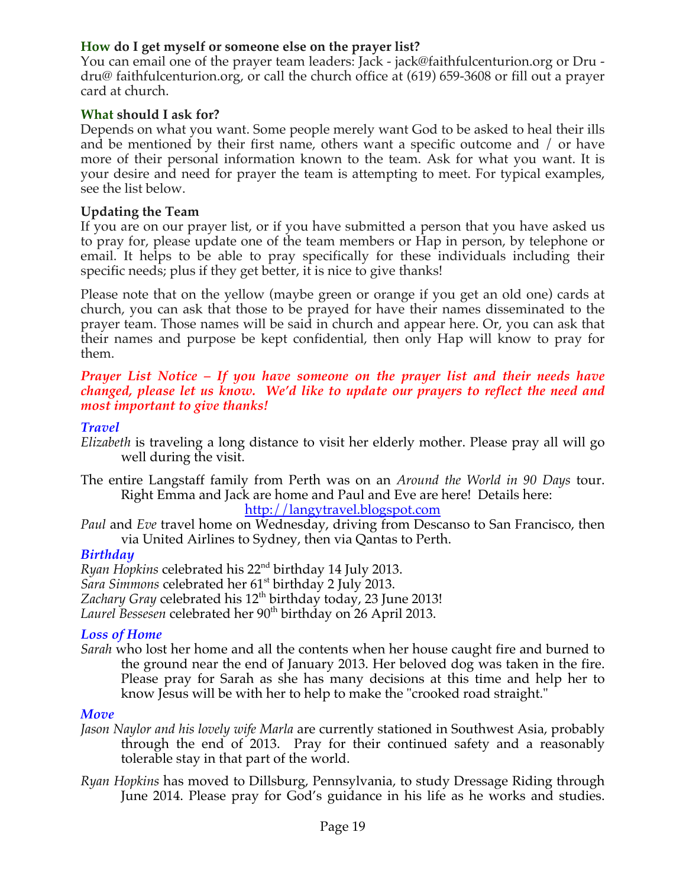**How do I get myself or someone else on the prayer list?**
You can email one of the prayer team leaders: Jack - jack@faithfulcenturion.org or Dru - dru@ faithfulcenturion.org, or call the church office at (619) 659-3608 or fill out a prayer card at church.

**What should I ask for?**
Depends on what you want. Some people merely want God to be asked to heal their ills and be mentioned by their first name, others want a specific outcome and / or have more of their personal information known to the team. Ask for what you want. It is your desire and need for prayer the team is attempting to meet. For typical examples, see the list below.

**Updating the Team**
If you are on our prayer list, or if you have submitted a person that you have asked us to pray for, please update one of the team members or Hap in person, by telephone or email. It helps to be able to pray specifically for these individuals including their specific needs; plus if they get better, it is nice to give thanks!

Please note that on the yellow (maybe green or orange if you get an old one) cards at church, you can ask that those to be prayed for have their names disseminated to the prayer team. Those names will be said in church and appear here. Or, you can ask that their names and purpose be kept confidential, then only Hap will know to pray for them.

***Prayer List Notice – If you have someone on the prayer list and their needs have changed, please let us know. We'd like to update our prayers to reflect the need and most important to give thanks!***

***Travel***

*Elizabeth* is traveling a long distance to visit her elderly mother. Please pray all will go well during the visit.

The entire Langstaff family from Perth was on an *Around the World in 90 Days* tour. Right Emma and Jack are home and Paul and Eve are here! Details here: http://langytravel.blogspot.com

*Paul* and *Eve* travel home on Wednesday, driving from Descanso to San Francisco, then via United Airlines to Sydney, then via Qantas to Perth.

***Birthday***

*Ryan Hopkins* celebrated his 22nd birthday 14 July 2013.
*Sara Simmons* celebrated her 61st birthday 2 July 2013.
*Zachary Gray* celebrated his 12th birthday today, 23 June 2013!
*Laurel Bessesen* celebrated her 90th birthday on 26 April 2013.

***Loss of Home***

*Sarah* who lost her home and all the contents when her house caught fire and burned to the ground near the end of January 2013. Her beloved dog was taken in the fire. Please pray for Sarah as she has many decisions at this time and help her to know Jesus will be with her to help to make the "crooked road straight."

***Move***

*Jason Naylor and his lovely wife Marla* are currently stationed in Southwest Asia, probably through the end of 2013. Pray for their continued safety and a reasonably tolerable stay in that part of the world.

*Ryan Hopkins* has moved to Dillsburg, Pennsylvania, to study Dressage Riding through June 2014. Please pray for God's guidance in his life as he works and studies.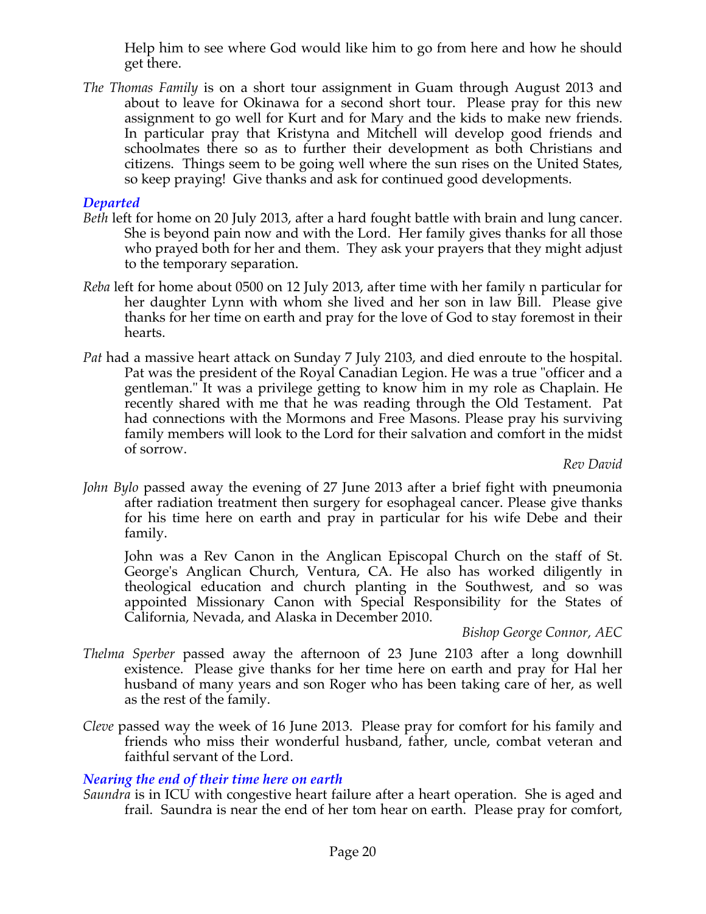Help him to see where God would like him to go from here and how he should get there.

*The Thomas Family* is on a short tour assignment in Guam through August 2013 and about to leave for Okinawa for a second short tour. Please pray for this new assignment to go well for Kurt and for Mary and the kids to make new friends. In particular pray that Kristyna and Mitchell will develop good friends and schoolmates there so as to further their development as both Christians and citizens. Things seem to be going well where the sun rises on the United States, so keep praying! Give thanks and ask for continued good developments.

### *Departed*

*Beth* left for home on 20 July 2013, after a hard fought battle with brain and lung cancer. She is beyond pain now and with the Lord. Her family gives thanks for all those who prayed both for her and them. They ask your prayers that they might adjust to the temporary separation.

*Reba* left for home about 0500 on 12 July 2013, after time with her family n particular for her daughter Lynn with whom she lived and her son in law Bill. Please give thanks for her time on earth and pray for the love of God to stay foremost in their hearts.

*Pat* had a massive heart attack on Sunday 7 July 2103, and died enroute to the hospital. Pat was the president of the Royal Canadian Legion. He was a true "officer and a gentleman." It was a privilege getting to know him in my role as Chaplain. He recently shared with me that he was reading through the Old Testament. Pat had connections with the Mormons and Free Masons. Please pray his surviving family members will look to the Lord for their salvation and comfort in the midst of sorrow.

*Rev David*

*John Bylo* passed away the evening of 27 June 2013 after a brief fight with pneumonia after radiation treatment then surgery for esophageal cancer. Please give thanks for his time here on earth and pray in particular for his wife Debe and their family.

John was a Rev Canon in the Anglican Episcopal Church on the staff of St. George's Anglican Church, Ventura, CA. He also has worked diligently in theological education and church planting in the Southwest, and so was appointed Missionary Canon with Special Responsibility for the States of California, Nevada, and Alaska in December 2010.

*Bishop George Connor, AEC*

*Thelma Sperber* passed away the afternoon of 23 June 2103 after a long downhill existence. Please give thanks for her time here on earth and pray for Hal her husband of many years and son Roger who has been taking care of her, as well as the rest of the family.

*Cleve* passed way the week of 16 June 2013. Please pray for comfort for his family and friends who miss their wonderful husband, father, uncle, combat veteran and faithful servant of the Lord.

### *Nearing the end of their time here on earth*

*Saundra* is in ICU with congestive heart failure after a heart operation. She is aged and frail. Saundra is near the end of her tom hear on earth. Please pray for comfort,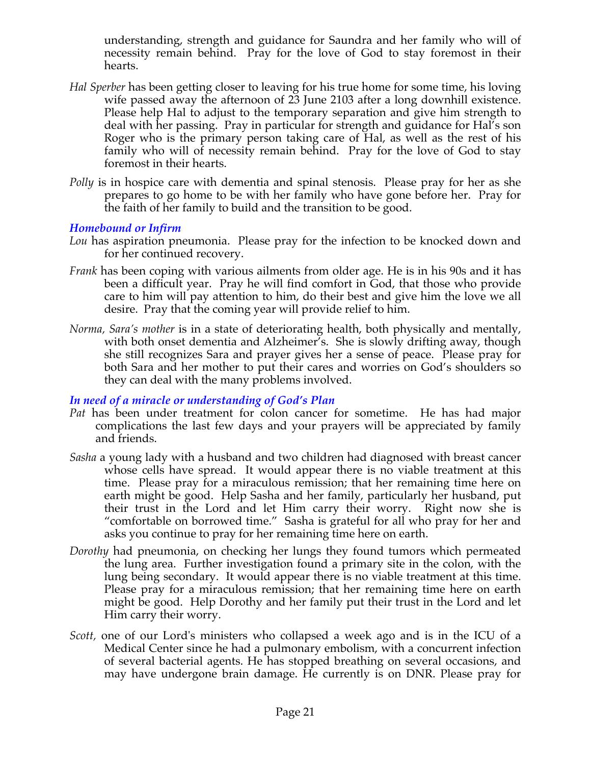understanding, strength and guidance for Saundra and her family who will of necessity remain behind. Pray for the love of God to stay foremost in their hearts.

*Hal Sperber* has been getting closer to leaving for his true home for some time, his loving wife passed away the afternoon of 23 June 2103 after a long downhill existence. Please help Hal to adjust to the temporary separation and give him strength to deal with her passing. Pray in particular for strength and guidance for Hal's son Roger who is the primary person taking care of Hal, as well as the rest of his family who will of necessity remain behind. Pray for the love of God to stay foremost in their hearts.

*Polly* is in hospice care with dementia and spinal stenosis. Please pray for her as she prepares to go home to be with her family who have gone before her. Pray for the faith of her family to build and the transition to be good.

### *Homebound or Infirm*

*Lou* has aspiration pneumonia. Please pray for the infection to be knocked down and for her continued recovery.

*Frank* has been coping with various ailments from older age. He is in his 90s and it has been a difficult year. Pray he will find comfort in God, that those who provide care to him will pay attention to him, do their best and give him the love we all desire. Pray that the coming year will provide relief to him.

*Norma, Sara's mother* is in a state of deteriorating health, both physically and mentally, with both onset dementia and Alzheimer's. She is slowly drifting away, though she still recognizes Sara and prayer gives her a sense of peace. Please pray for both Sara and her mother to put their cares and worries on God's shoulders so they can deal with the many problems involved.

### *In need of a miracle or understanding of God's Plan*

*Pat* has been under treatment for colon cancer for sometime. He has had major complications the last few days and your prayers will be appreciated by family and friends.

*Sasha* a young lady with a husband and two children had diagnosed with breast cancer whose cells have spread. It would appear there is no viable treatment at this time. Please pray for a miraculous remission; that her remaining time here on earth might be good. Help Sasha and her family, particularly her husband, put their trust in the Lord and let Him carry their worry. Right now she is "comfortable on borrowed time." Sasha is grateful for all who pray for her and asks you continue to pray for her remaining time here on earth.

*Dorothy* had pneumonia, on checking her lungs they found tumors which permeated the lung area. Further investigation found a primary site in the colon, with the lung being secondary. It would appear there is no viable treatment at this time. Please pray for a miraculous remission; that her remaining time here on earth might be good. Help Dorothy and her family put their trust in the Lord and let Him carry their worry.

*Scott,* one of our Lord's ministers who collapsed a week ago and is in the ICU of a Medical Center since he had a pulmonary embolism, with a concurrent infection of several bacterial agents. He has stopped breathing on several occasions, and may have undergone brain damage. He currently is on DNR. Please pray for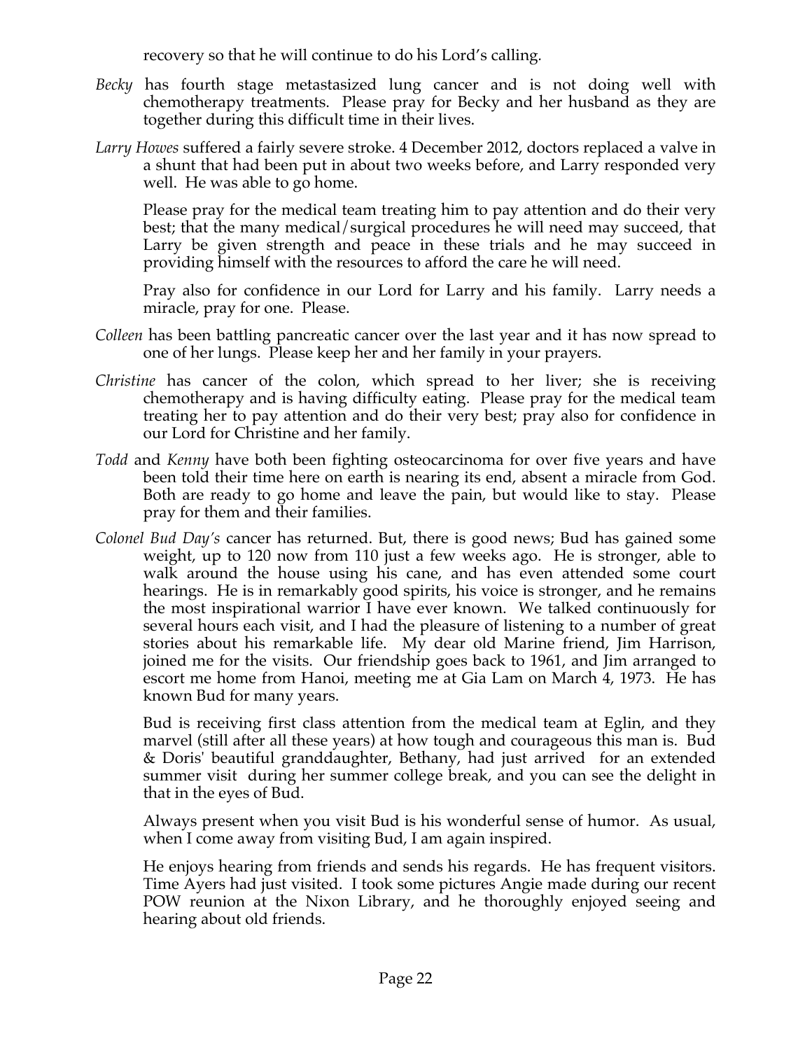recovery so that he will continue to do his Lord's calling.

*Becky* has fourth stage metastasized lung cancer and is not doing well with chemotherapy treatments. Please pray for Becky and her husband as they are together during this difficult time in their lives.

*Larry Howes* suffered a fairly severe stroke. 4 December 2012, doctors replaced a valve in a shunt that had been put in about two weeks before, and Larry responded very well. He was able to go home.

Please pray for the medical team treating him to pay attention and do their very best; that the many medical/surgical procedures he will need may succeed, that Larry be given strength and peace in these trials and he may succeed in providing himself with the resources to afford the care he will need.

Pray also for confidence in our Lord for Larry and his family. Larry needs a miracle, pray for one. Please.

*Colleen* has been battling pancreatic cancer over the last year and it has now spread to one of her lungs. Please keep her and her family in your prayers.

*Christine* has cancer of the colon, which spread to her liver; she is receiving chemotherapy and is having difficulty eating. Please pray for the medical team treating her to pay attention and do their very best; pray also for confidence in our Lord for Christine and her family.

*Todd* and *Kenny* have both been fighting osteocarcinoma for over five years and have been told their time here on earth is nearing its end, absent a miracle from God. Both are ready to go home and leave the pain, but would like to stay. Please pray for them and their families.

*Colonel Bud Day's* cancer has returned. But, there is good news; Bud has gained some weight, up to 120 now from 110 just a few weeks ago. He is stronger, able to walk around the house using his cane, and has even attended some court hearings. He is in remarkably good spirits, his voice is stronger, and he remains the most inspirational warrior I have ever known. We talked continuously for several hours each visit, and I had the pleasure of listening to a number of great stories about his remarkable life. My dear old Marine friend, Jim Harrison, joined me for the visits. Our friendship goes back to 1961, and Jim arranged to escort me home from Hanoi, meeting me at Gia Lam on March 4, 1973. He has known Bud for many years.

Bud is receiving first class attention from the medical team at Eglin, and they marvel (still after all these years) at how tough and courageous this man is. Bud & Doris' beautiful granddaughter, Bethany, had just arrived for an extended summer visit during her summer college break, and you can see the delight in that in the eyes of Bud.

Always present when you visit Bud is his wonderful sense of humor. As usual, when I come away from visiting Bud, I am again inspired.

He enjoys hearing from friends and sends his regards. He has frequent visitors. Time Ayers had just visited. I took some pictures Angie made during our recent POW reunion at the Nixon Library, and he thoroughly enjoyed seeing and hearing about old friends.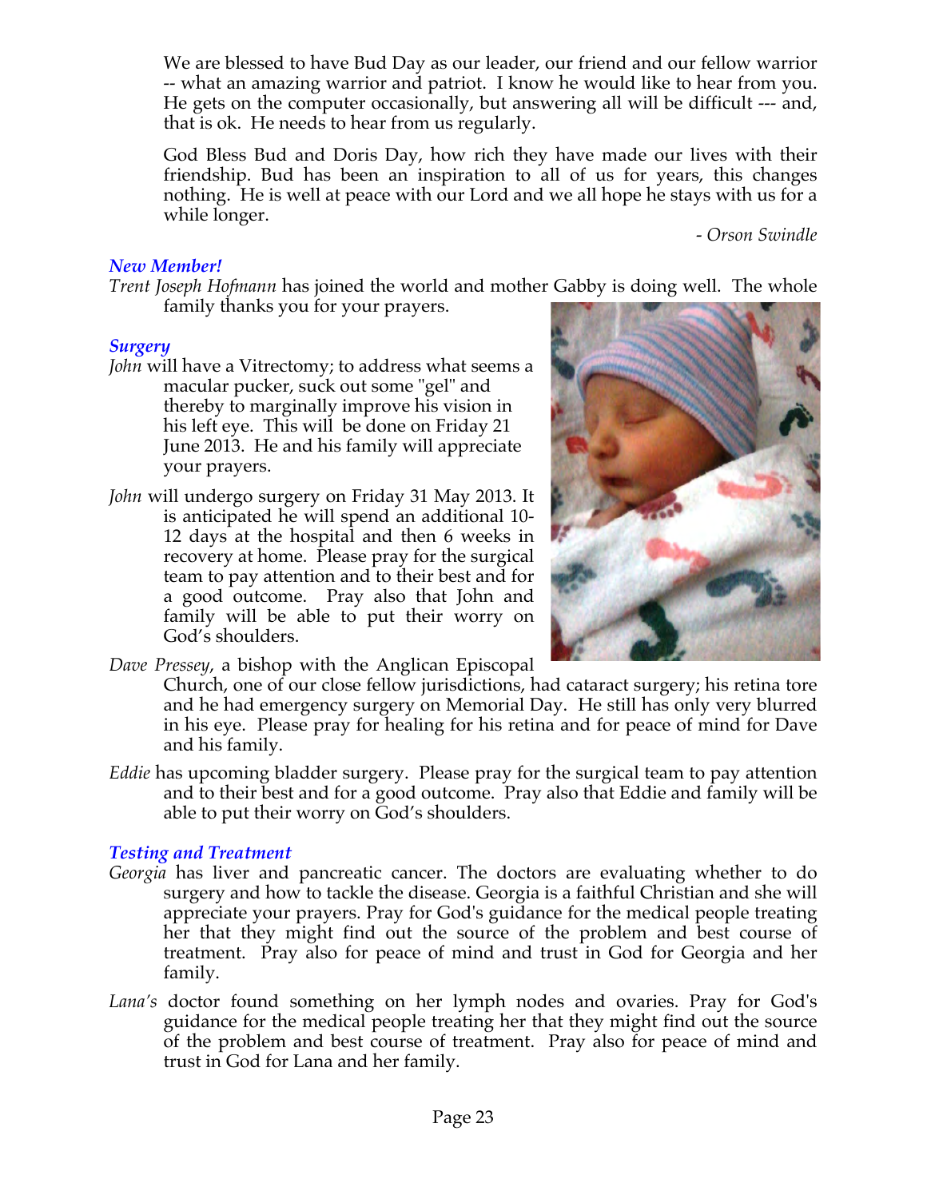We are blessed to have Bud Day as our leader, our friend and our fellow warrior -- what an amazing warrior and patriot. I know he would like to hear from you. He gets on the computer occasionally, but answering all will be difficult --- and, that is ok. He needs to hear from us regularly.

God Bless Bud and Doris Day, how rich they have made our lives with their friendship. Bud has been an inspiration to all of us for years, this changes nothing. He is well at peace with our Lord and we all hope he stays with us for a while longer.

*- Orson Swindle*

### *New Member!*

*Trent Joseph Hofmann* has joined the world and mother Gabby is doing well. The whole family thanks you for your prayers.

### *Surgery*

*John* will have a Vitrectomy; to address what seems a macular pucker, suck out some "gel" and thereby to marginally improve his vision in his left eye. This will be done on Friday 21 June 2013. He and his family will appreciate your prayers.

*John* will undergo surgery on Friday 31 May 2013. It is anticipated he will spend an additional 10-12 days at the hospital and then 6 weeks in recovery at home. Please pray for the surgical team to pay attention and to their best and for a good outcome. Pray also that John and family will be able to put their worry on God's shoulders.

*Dave Pressey*, a bishop with the Anglican Episcopal Church, one of our close fellow jurisdictions, had cataract surgery; his retina tore and he had emergency surgery on Memorial Day. He still has only very blurred in his eye. Please pray for healing for his retina and for peace of mind for Dave and his family.

*Eddie* has upcoming bladder surgery. Please pray for the surgical team to pay attention and to their best and for a good outcome. Pray also that Eddie and family will be able to put their worry on God's shoulders.

### *Testing and Treatment*

*Georgia* has liver and pancreatic cancer. The doctors are evaluating whether to do surgery and how to tackle the disease. Georgia is a faithful Christian and she will appreciate your prayers. Pray for God's guidance for the medical people treating her that they might find out the source of the problem and best course of treatment. Pray also for peace of mind and trust in God for Georgia and her family.

*Lana's* doctor found something on her lymph nodes and ovaries. Pray for God's guidance for the medical people treating her that they might find out the source of the problem and best course of treatment. Pray also for peace of mind and trust in God for Lana and her family.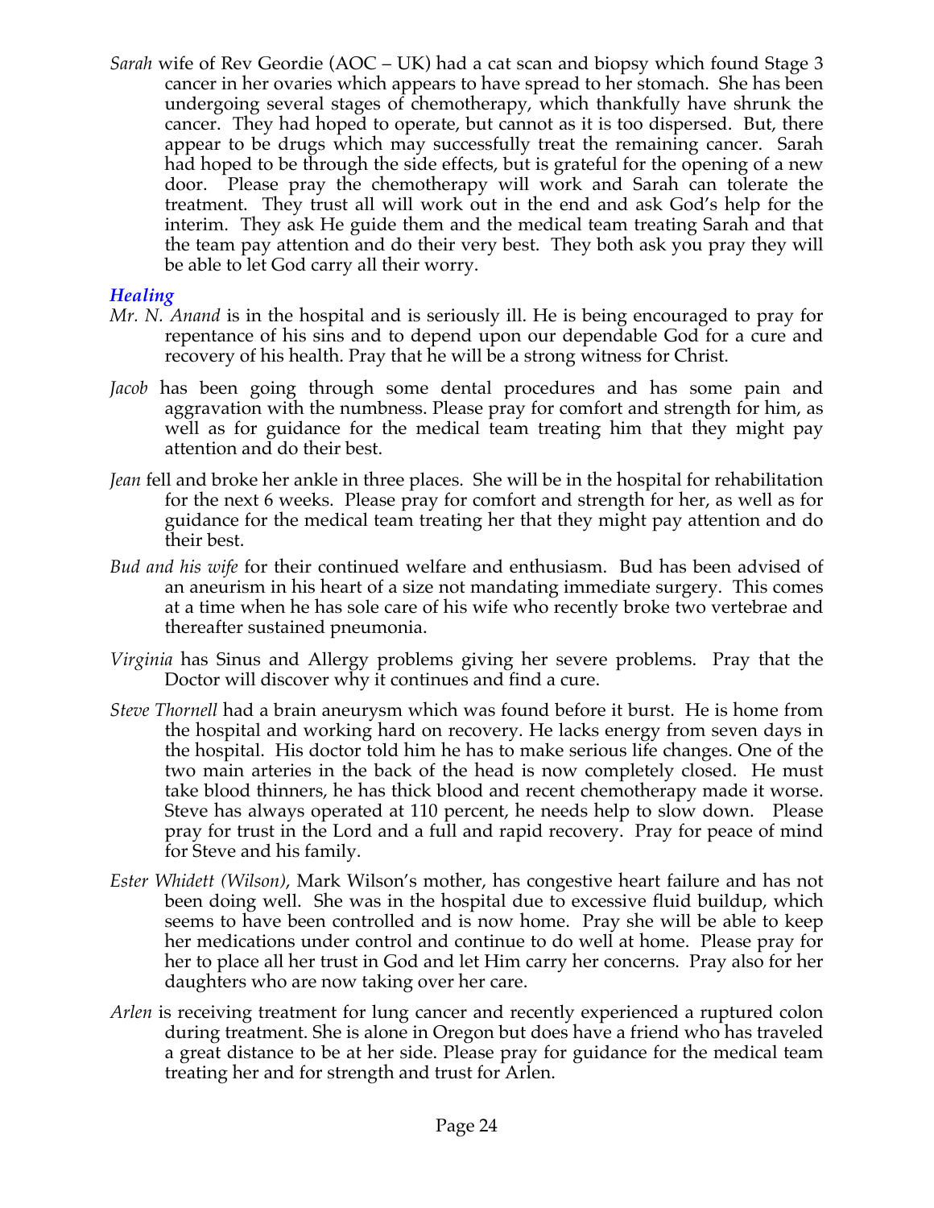*Sarah* wife of Rev Geordie (AOC – UK) had a cat scan and biopsy which found Stage 3 cancer in her ovaries which appears to have spread to her stomach. She has been undergoing several stages of chemotherapy, which thankfully have shrunk the cancer. They had hoped to operate, but cannot as it is too dispersed. But, there appear to be drugs which may successfully treat the remaining cancer. Sarah had hoped to be through the side effects, but is grateful for the opening of a new door. Please pray the chemotherapy will work and Sarah can tolerate the treatment. They trust all will work out in the end and ask God's help for the interim. They ask He guide them and the medical team treating Sarah and that the team pay attention and do their very best. They both ask you pray they will be able to let God carry all their worry.

### *Healing*

*Mr. N. Anand* is in the hospital and is seriously ill. He is being encouraged to pray for repentance of his sins and to depend upon our dependable God for a cure and recovery of his health. Pray that he will be a strong witness for Christ.

*Jacob* has been going through some dental procedures and has some pain and aggravation with the numbness. Please pray for comfort and strength for him, as well as for guidance for the medical team treating him that they might pay attention and do their best.

*Jean* fell and broke her ankle in three places. She will be in the hospital for rehabilitation for the next 6 weeks. Please pray for comfort and strength for her, as well as for guidance for the medical team treating her that they might pay attention and do their best.

*Bud and his wife* for their continued welfare and enthusiasm. Bud has been advised of an aneurism in his heart of a size not mandating immediate surgery. This comes at a time when he has sole care of his wife who recently broke two vertebrae and thereafter sustained pneumonia.

*Virginia* has Sinus and Allergy problems giving her severe problems. Pray that the Doctor will discover why it continues and find a cure.

*Steve Thornell* had a brain aneurysm which was found before it burst. He is home from the hospital and working hard on recovery. He lacks energy from seven days in the hospital. His doctor told him he has to make serious life changes. One of the two main arteries in the back of the head is now completely closed. He must take blood thinners, he has thick blood and recent chemotherapy made it worse. Steve has always operated at 110 percent, he needs help to slow down. Please pray for trust in the Lord and a full and rapid recovery. Pray for peace of mind for Steve and his family.

*Ester Whidett (Wilson)*, Mark Wilson's mother, has congestive heart failure and has not been doing well. She was in the hospital due to excessive fluid buildup, which seems to have been controlled and is now home. Pray she will be able to keep her medications under control and continue to do well at home. Please pray for her to place all her trust in God and let Him carry her concerns. Pray also for her daughters who are now taking over her care.

*Arlen* is receiving treatment for lung cancer and recently experienced a ruptured colon during treatment. She is alone in Oregon but does have a friend who has traveled a great distance to be at her side. Please pray for guidance for the medical team treating her and for strength and trust for Arlen.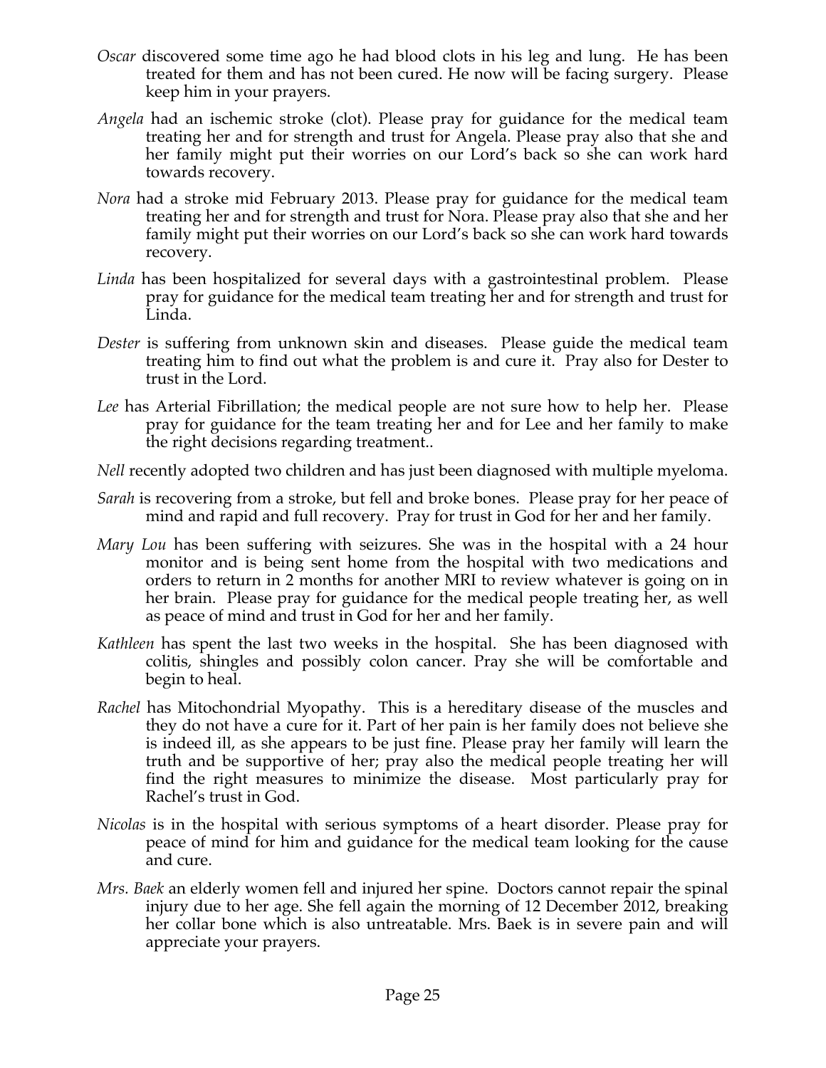*Oscar* discovered some time ago he had blood clots in his leg and lung. He has been treated for them and has not been cured. He now will be facing surgery. Please keep him in your prayers.

*Angela* had an ischemic stroke (clot). Please pray for guidance for the medical team treating her and for strength and trust for Angela. Please pray also that she and her family might put their worries on our Lord's back so she can work hard towards recovery.

*Nora* had a stroke mid February 2013. Please pray for guidance for the medical team treating her and for strength and trust for Nora. Please pray also that she and her family might put their worries on our Lord's back so she can work hard towards recovery.

*Linda* has been hospitalized for several days with a gastrointestinal problem. Please pray for guidance for the medical team treating her and for strength and trust for Linda.

*Dester* is suffering from unknown skin and diseases. Please guide the medical team treating him to find out what the problem is and cure it. Pray also for Dester to trust in the Lord.

*Lee* has Arterial Fibrillation; the medical people are not sure how to help her. Please pray for guidance for the team treating her and for Lee and her family to make the right decisions regarding treatment..

*Nell* recently adopted two children and has just been diagnosed with multiple myeloma.

*Sarah* is recovering from a stroke, but fell and broke bones. Please pray for her peace of mind and rapid and full recovery. Pray for trust in God for her and her family.

*Mary Lou* has been suffering with seizures. She was in the hospital with a 24 hour monitor and is being sent home from the hospital with two medications and orders to return in 2 months for another MRI to review whatever is going on in her brain. Please pray for guidance for the medical people treating her, as well as peace of mind and trust in God for her and her family.

*Kathleen* has spent the last two weeks in the hospital. She has been diagnosed with colitis, shingles and possibly colon cancer. Pray she will be comfortable and begin to heal.

*Rachel* has Mitochondrial Myopathy. This is a hereditary disease of the muscles and they do not have a cure for it. Part of her pain is her family does not believe she is indeed ill, as she appears to be just fine. Please pray her family will learn the truth and be supportive of her; pray also the medical people treating her will find the right measures to minimize the disease. Most particularly pray for Rachel's trust in God.

*Nicolas* is in the hospital with serious symptoms of a heart disorder. Please pray for peace of mind for him and guidance for the medical team looking for the cause and cure.

*Mrs. Baek* an elderly women fell and injured her spine. Doctors cannot repair the spinal injury due to her age. She fell again the morning of 12 December 2012, breaking her collar bone which is also untreatable. Mrs. Baek is in severe pain and will appreciate your prayers.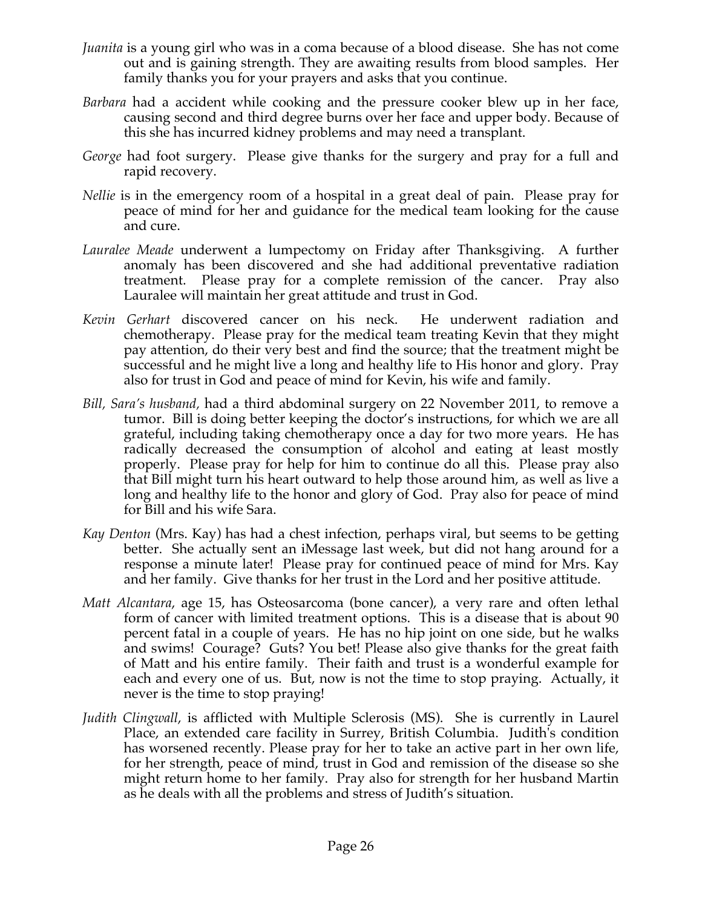*Juanita* is a young girl who was in a coma because of a blood disease. She has not come out and is gaining strength. They are awaiting results from blood samples. Her family thanks you for your prayers and asks that you continue.

*Barbara* had a accident while cooking and the pressure cooker blew up in her face, causing second and third degree burns over her face and upper body. Because of this she has incurred kidney problems and may need a transplant.

*George* had foot surgery. Please give thanks for the surgery and pray for a full and rapid recovery.

*Nellie* is in the emergency room of a hospital in a great deal of pain. Please pray for peace of mind for her and guidance for the medical team looking for the cause and cure.

*Lauralee Meade* underwent a lumpectomy on Friday after Thanksgiving. A further anomaly has been discovered and she had additional preventative radiation treatment. Please pray for a complete remission of the cancer. Pray also Lauralee will maintain her great attitude and trust in God.

*Kevin Gerhart* discovered cancer on his neck. He underwent radiation and chemotherapy. Please pray for the medical team treating Kevin that they might pay attention, do their very best and find the source; that the treatment might be successful and he might live a long and healthy life to His honor and glory. Pray also for trust in God and peace of mind for Kevin, his wife and family.

*Bill, Sara's husband,* had a third abdominal surgery on 22 November 2011, to remove a tumor. Bill is doing better keeping the doctor's instructions, for which we are all grateful, including taking chemotherapy once a day for two more years. He has radically decreased the consumption of alcohol and eating at least mostly properly. Please pray for help for him to continue do all this. Please pray also that Bill might turn his heart outward to help those around him, as well as live a long and healthy life to the honor and glory of God. Pray also for peace of mind for Bill and his wife Sara.

*Kay Denton* (Mrs. Kay) has had a chest infection, perhaps viral, but seems to be getting better. She actually sent an iMessage last week, but did not hang around for a response a minute later! Please pray for continued peace of mind for Mrs. Kay and her family. Give thanks for her trust in the Lord and her positive attitude.

*Matt Alcantara*, age 15, has Osteosarcoma (bone cancer), a very rare and often lethal form of cancer with limited treatment options. This is a disease that is about 90 percent fatal in a couple of years. He has no hip joint on one side, but he walks and swims! Courage? Guts? You bet! Please also give thanks for the great faith of Matt and his entire family. Their faith and trust is a wonderful example for each and every one of us. But, now is not the time to stop praying. Actually, it never is the time to stop praying!

*Judith Clingwall*, is afflicted with Multiple Sclerosis (MS). She is currently in Laurel Place, an extended care facility in Surrey, British Columbia. Judith's condition has worsened recently. Please pray for her to take an active part in her own life, for her strength, peace of mind, trust in God and remission of the disease so she might return home to her family. Pray also for strength for her husband Martin as he deals with all the problems and stress of Judith's situation.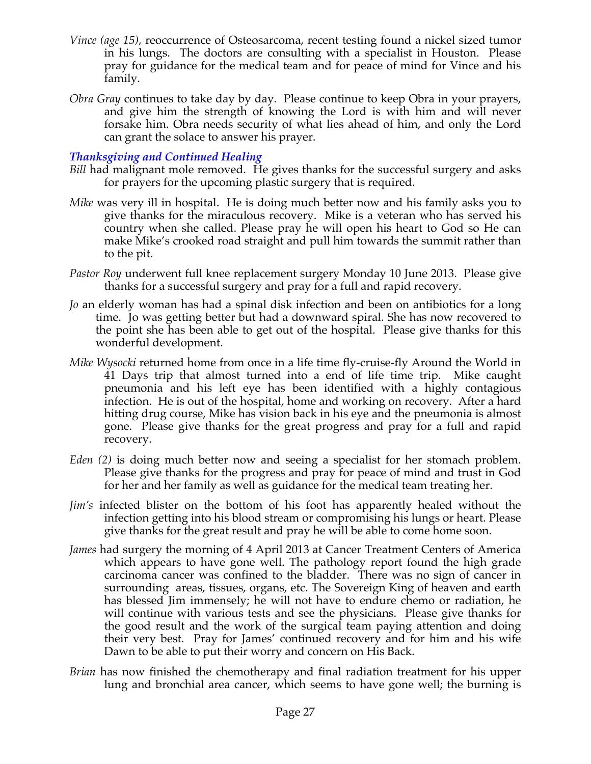*Vince (age 15),* reoccurrence of Osteosarcoma, recent testing found a nickel sized tumor in his lungs. The doctors are consulting with a specialist in Houston. Please pray for guidance for the medical team and for peace of mind for Vince and his family.

*Obra Gray* continues to take day by day. Please continue to keep Obra in your prayers, and give him the strength of knowing the Lord is with him and will never forsake him. Obra needs security of what lies ahead of him, and only the Lord can grant the solace to answer his prayer.

### *Thanksgiving and Continued Healing*

*Bill* had malignant mole removed. He gives thanks for the successful surgery and asks for prayers for the upcoming plastic surgery that is required.

*Mike* was very ill in hospital. He is doing much better now and his family asks you to give thanks for the miraculous recovery. Mike is a veteran who has served his country when she called. Please pray he will open his heart to God so He can make Mike's crooked road straight and pull him towards the summit rather than to the pit.

*Pastor Roy* underwent full knee replacement surgery Monday 10 June 2013. Please give thanks for a successful surgery and pray for a full and rapid recovery.

*Jo* an elderly woman has had a spinal disk infection and been on antibiotics for a long time. Jo was getting better but had a downward spiral. She has now recovered to the point she has been able to get out of the hospital. Please give thanks for this wonderful development.

*Mike Wysocki* returned home from once in a life time fly-cruise-fly Around the World in 41 Days trip that almost turned into a end of life time trip. Mike caught pneumonia and his left eye has been identified with a highly contagious infection. He is out of the hospital, home and working on recovery. After a hard hitting drug course, Mike has vision back in his eye and the pneumonia is almost gone. Please give thanks for the great progress and pray for a full and rapid recovery.

*Eden (2)* is doing much better now and seeing a specialist for her stomach problem. Please give thanks for the progress and pray for peace of mind and trust in God for her and her family as well as guidance for the medical team treating her.

*Jim's* infected blister on the bottom of his foot has apparently healed without the infection getting into his blood stream or compromising his lungs or heart. Please give thanks for the great result and pray he will be able to come home soon.

*James* had surgery the morning of 4 April 2013 at Cancer Treatment Centers of America which appears to have gone well. The pathology report found the high grade carcinoma cancer was confined to the bladder. There was no sign of cancer in surrounding areas, tissues, organs, etc. The Sovereign King of heaven and earth has blessed Jim immensely; he will not have to endure chemo or radiation, he will continue with various tests and see the physicians. Please give thanks for the good result and the work of the surgical team paying attention and doing their very best. Pray for James' continued recovery and for him and his wife Dawn to be able to put their worry and concern on His Back.

*Brian* has now finished the chemotherapy and final radiation treatment for his upper lung and bronchial area cancer, which seems to have gone well; the burning is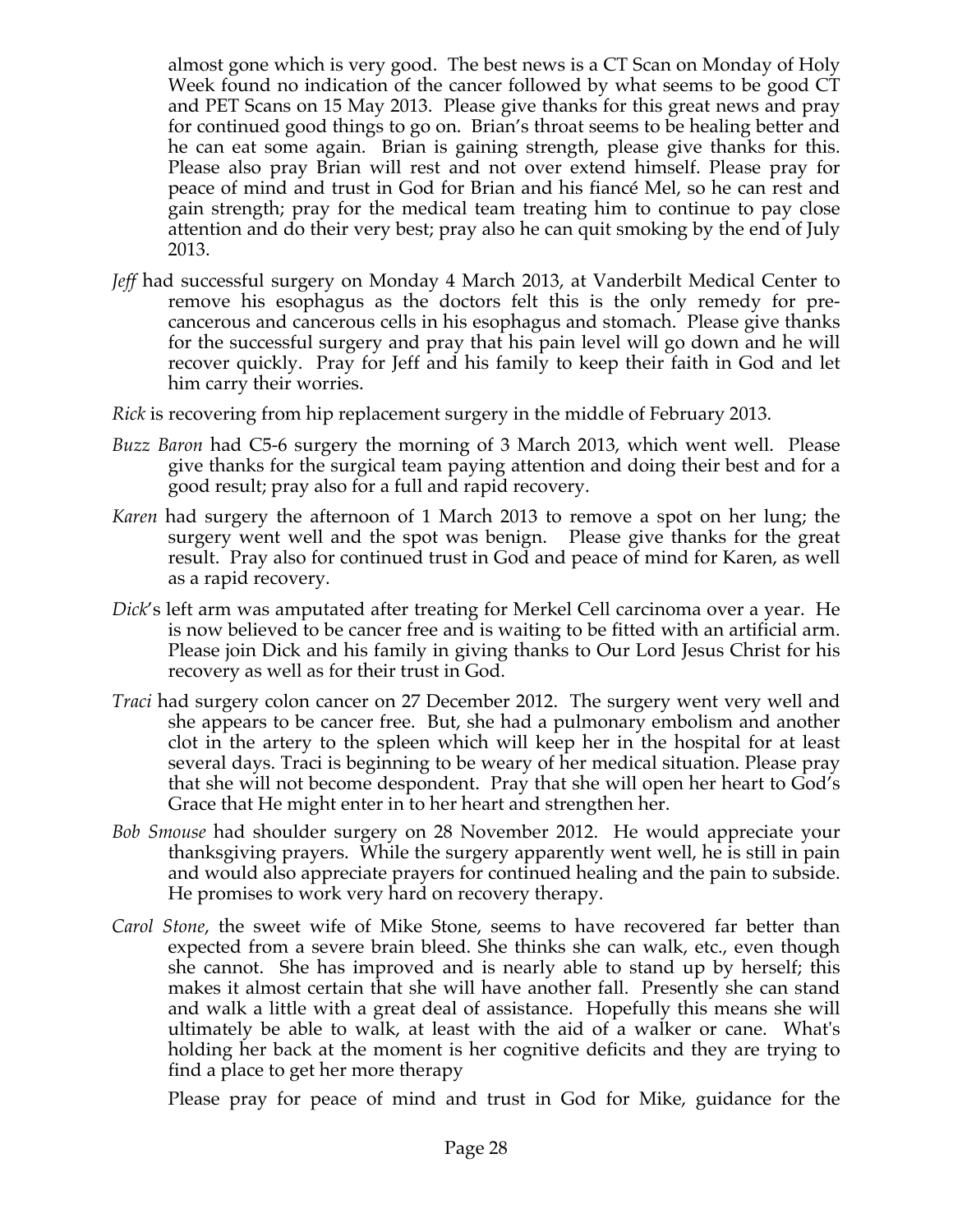almost gone which is very good. The best news is a CT Scan on Monday of Holy Week found no indication of the cancer followed by what seems to be good CT and PET Scans on 15 May 2013. Please give thanks for this great news and pray for continued good things to go on. Brian's throat seems to be healing better and he can eat some again. Brian is gaining strength, please give thanks for this. Please also pray Brian will rest and not over extend himself. Please pray for peace of mind and trust in God for Brian and his fiancé Mel, so he can rest and gain strength; pray for the medical team treating him to continue to pay close attention and do their very best; pray also he can quit smoking by the end of July 2013.

*Jeff* had successful surgery on Monday 4 March 2013, at Vanderbilt Medical Center to remove his esophagus as the doctors felt this is the only remedy for pre-cancerous and cancerous cells in his esophagus and stomach. Please give thanks for the successful surgery and pray that his pain level will go down and he will recover quickly. Pray for Jeff and his family to keep their faith in God and let him carry their worries.

*Rick* is recovering from hip replacement surgery in the middle of February 2013.

*Buzz Baron* had C5-6 surgery the morning of 3 March 2013, which went well. Please give thanks for the surgical team paying attention and doing their best and for a good result; pray also for a full and rapid recovery.

*Karen* had surgery the afternoon of 1 March 2013 to remove a spot on her lung; the surgery went well and the spot was benign. Please give thanks for the great result. Pray also for continued trust in God and peace of mind for Karen, as well as a rapid recovery.

*Dick*'s left arm was amputated after treating for Merkel Cell carcinoma over a year. He is now believed to be cancer free and is waiting to be fitted with an artificial arm. Please join Dick and his family in giving thanks to Our Lord Jesus Christ for his recovery as well as for their trust in God.

*Traci* had surgery colon cancer on 27 December 2012. The surgery went very well and she appears to be cancer free. But, she had a pulmonary embolism and another clot in the artery to the spleen which will keep her in the hospital for at least several days. Traci is beginning to be weary of her medical situation. Please pray that she will not become despondent. Pray that she will open her heart to God's Grace that He might enter in to her heart and strengthen her.

*Bob Smouse* had shoulder surgery on 28 November 2012. He would appreciate your thanksgiving prayers. While the surgery apparently went well, he is still in pain and would also appreciate prayers for continued healing and the pain to subside. He promises to work very hard on recovery therapy.

*Carol Stone*, the sweet wife of Mike Stone, seems to have recovered far better than expected from a severe brain bleed. She thinks she can walk, etc., even though she cannot. She has improved and is nearly able to stand up by herself; this makes it almost certain that she will have another fall. Presently she can stand and walk a little with a great deal of assistance. Hopefully this means she will ultimately be able to walk, at least with the aid of a walker or cane. What's holding her back at the moment is her cognitive deficits and they are trying to find a place to get her more therapy

Please pray for peace of mind and trust in God for Mike, guidance for the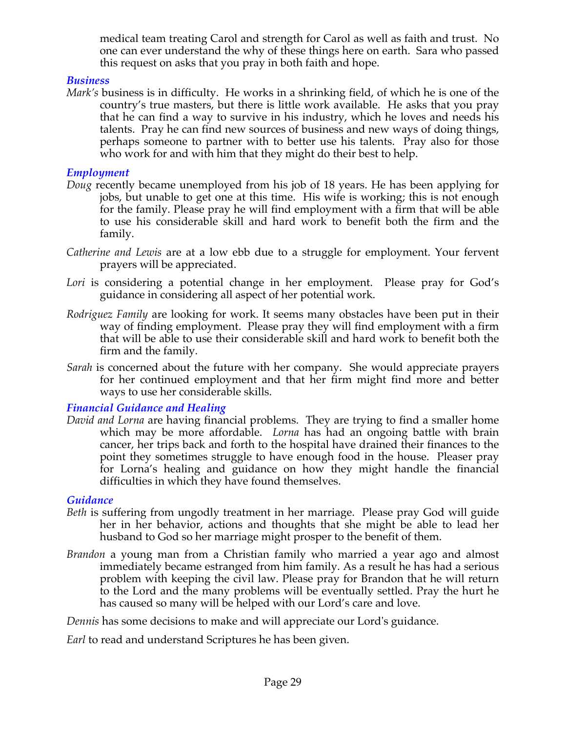medical team treating Carol and strength for Carol as well as faith and trust. No one can ever understand the why of these things here on earth. Sara who passed this request on asks that you pray in both faith and hope.

### *Business*

*Mark's* business is in difficulty. He works in a shrinking field, of which he is one of the country's true masters, but there is little work available. He asks that you pray that he can find a way to survive in his industry, which he loves and needs his talents. Pray he can find new sources of business and new ways of doing things, perhaps someone to partner with to better use his talents. Pray also for those who work for and with him that they might do their best to help.

### *Employment*

*Doug* recently became unemployed from his job of 18 years. He has been applying for jobs, but unable to get one at this time. His wife is working; this is not enough for the family. Please pray he will find employment with a firm that will be able to use his considerable skill and hard work to benefit both the firm and the family.

*Catherine and Lewis* are at a low ebb due to a struggle for employment. Your fervent prayers will be appreciated.

*Lori* is considering a potential change in her employment. Please pray for God's guidance in considering all aspect of her potential work.

*Rodriguez Family* are looking for work. It seems many obstacles have been put in their way of finding employment. Please pray they will find employment with a firm that will be able to use their considerable skill and hard work to benefit both the firm and the family.

*Sarah* is concerned about the future with her company. She would appreciate prayers for her continued employment and that her firm might find more and better ways to use her considerable skills.

### *Financial Guidance and Healing*

*David and Lorna* are having financial problems. They are trying to find a smaller home which may be more affordable. *Lorna* has had an ongoing battle with brain cancer, her trips back and forth to the hospital have drained their finances to the point they sometimes struggle to have enough food in the house. Pleaser pray for Lorna's healing and guidance on how they might handle the financial difficulties in which they have found themselves.

### *Guidance*

*Beth* is suffering from ungodly treatment in her marriage. Please pray God will guide her in her behavior, actions and thoughts that she might be able to lead her husband to God so her marriage might prosper to the benefit of them.

*Brandon* a young man from a Christian family who married a year ago and almost immediately became estranged from him family. As a result he has had a serious problem with keeping the civil law. Please pray for Brandon that he will return to the Lord and the many problems will be eventually settled. Pray the hurt he has caused so many will be helped with our Lord's care and love.

*Dennis* has some decisions to make and will appreciate our Lord's guidance.

*Earl* to read and understand Scriptures he has been given.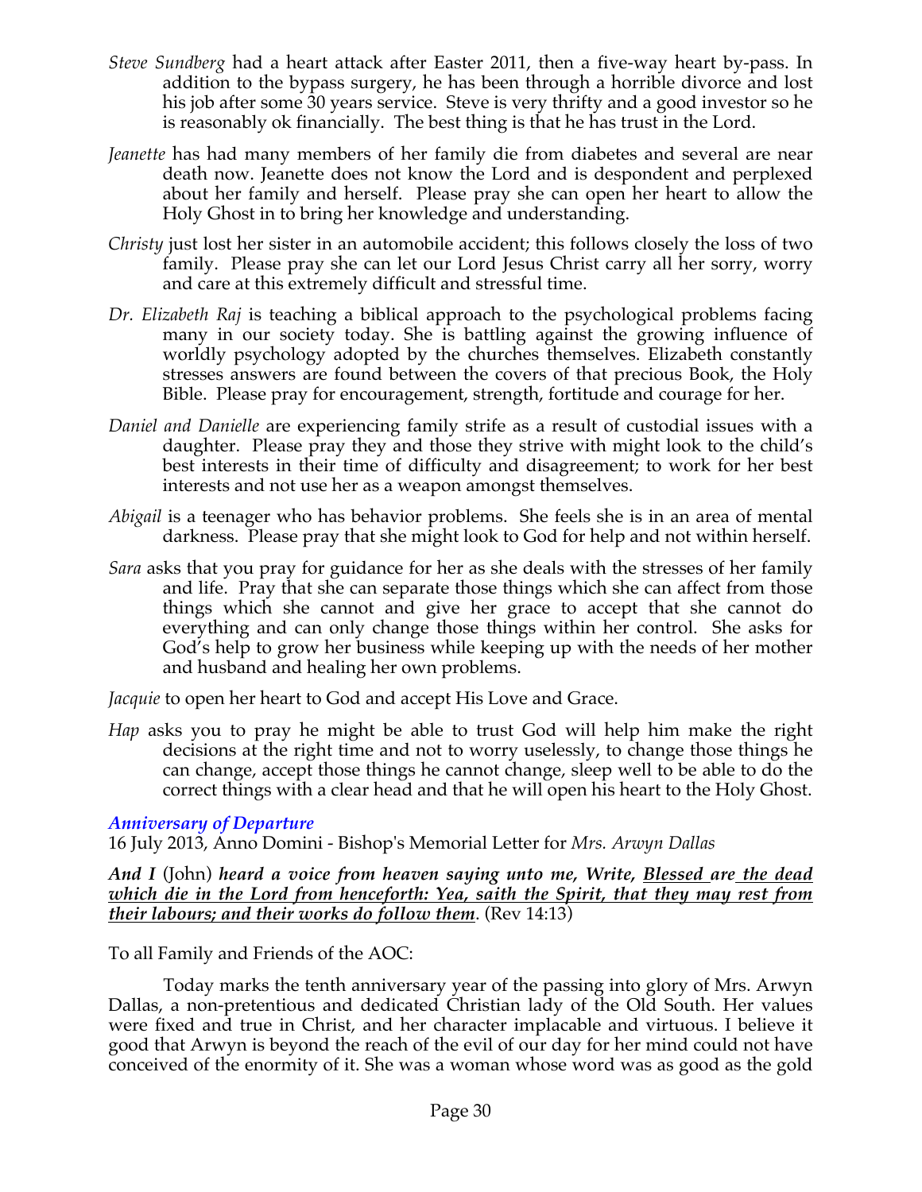*Steve Sundberg* had a heart attack after Easter 2011, then a five-way heart by-pass. In addition to the bypass surgery, he has been through a horrible divorce and lost his job after some 30 years service. Steve is very thrifty and a good investor so he is reasonably ok financially. The best thing is that he has trust in the Lord.

*Jeanette* has had many members of her family die from diabetes and several are near death now. Jeanette does not know the Lord and is despondent and perplexed about her family and herself. Please pray she can open her heart to allow the Holy Ghost in to bring her knowledge and understanding.

*Christy* just lost her sister in an automobile accident; this follows closely the loss of two family. Please pray she can let our Lord Jesus Christ carry all her sorry, worry and care at this extremely difficult and stressful time.

*Dr. Elizabeth Raj* is teaching a biblical approach to the psychological problems facing many in our society today. She is battling against the growing influence of worldly psychology adopted by the churches themselves. Elizabeth constantly stresses answers are found between the covers of that precious Book, the Holy Bible. Please pray for encouragement, strength, fortitude and courage for her.

*Daniel and Danielle* are experiencing family strife as a result of custodial issues with a daughter. Please pray they and those they strive with might look to the child's best interests in their time of difficulty and disagreement; to work for her best interests and not use her as a weapon amongst themselves.

*Abigail* is a teenager who has behavior problems. She feels she is in an area of mental darkness. Please pray that she might look to God for help and not within herself.

*Sara* asks that you pray for guidance for her as she deals with the stresses of her family and life. Pray that she can separate those things which she can affect from those things which she cannot and give her grace to accept that she cannot do everything and can only change those things within her control. She asks for God's help to grow her business while keeping up with the needs of her mother and husband and healing her own problems.

*Jacquie* to open her heart to God and accept His Love and Grace.

*Hap* asks you to pray he might be able to trust God will help him make the right decisions at the right time and not to worry uselessly, to change those things he can change, accept those things he cannot change, sleep well to be able to do the correct things with a clear head and that he will open his heart to the Holy Ghost.

### *Anniversary of Departure*

16 July 2013, Anno Domini - Bishop's Memorial Letter for *Mrs. Arwyn Dallas*

***And I*** (John) ***heard a voice from heaven saying unto me, Write, <u>Blessed are the dead which die in the Lord from henceforth: Yea, saith the Spirit, that they may rest from their labours; and their works do follow them</u>***. (Rev 14:13)

To all Family and Friends of the AOC:

Today marks the tenth anniversary year of the passing into glory of Mrs. Arwyn Dallas, a non-pretentious and dedicated Christian lady of the Old South. Her values were fixed and true in Christ, and her character implacable and virtuous. I believe it good that Arwyn is beyond the reach of the evil of our day for her mind could not have conceived of the enormity of it. She was a woman whose word was as good as the gold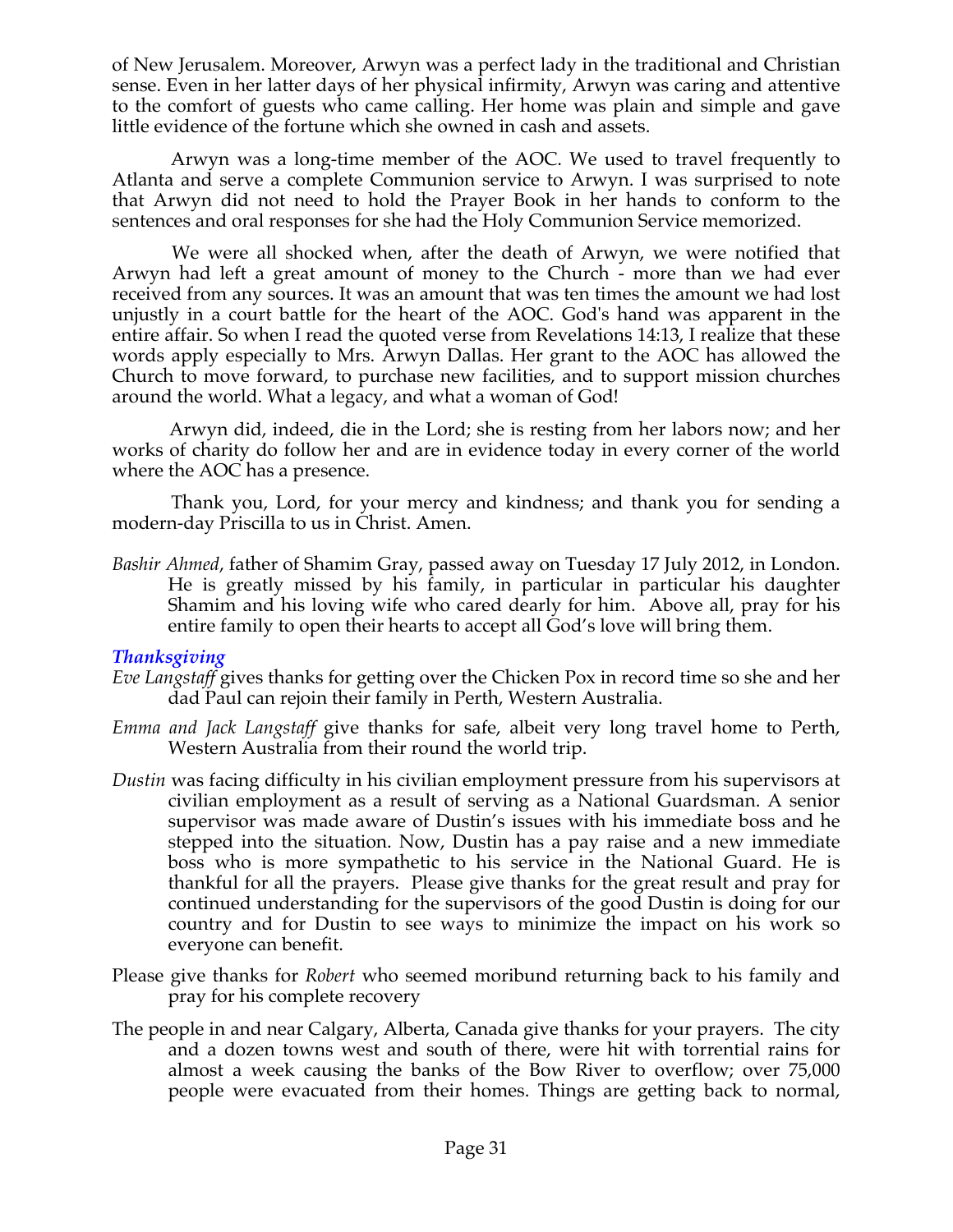of New Jerusalem. Moreover, Arwyn was a perfect lady in the traditional and Christian sense. Even in her latter days of her physical infirmity, Arwyn was caring and attentive to the comfort of guests who came calling. Her home was plain and simple and gave little evidence of the fortune which she owned in cash and assets.

Arwyn was a long-time member of the AOC. We used to travel frequently to Atlanta and serve a complete Communion service to Arwyn. I was surprised to note that Arwyn did not need to hold the Prayer Book in her hands to conform to the sentences and oral responses for she had the Holy Communion Service memorized.

We were all shocked when, after the death of Arwyn, we were notified that Arwyn had left a great amount of money to the Church - more than we had ever received from any sources. It was an amount that was ten times the amount we had lost unjustly in a court battle for the heart of the AOC. God's hand was apparent in the entire affair. So when I read the quoted verse from Revelations 14:13, I realize that these words apply especially to Mrs. Arwyn Dallas. Her grant to the AOC has allowed the Church to move forward, to purchase new facilities, and to support mission churches around the world. What a legacy, and what a woman of God!

Arwyn did, indeed, die in the Lord; she is resting from her labors now; and her works of charity do follow her and are in evidence today in every corner of the world where the AOC has a presence.

Thank you, Lord, for your mercy and kindness; and thank you for sending a modern-day Priscilla to us in Christ. Amen.

*Bashir Ahmed*, father of Shamim Gray, passed away on Tuesday 17 July 2012, in London. He is greatly missed by his family, in particular in particular his daughter Shamim and his loving wife who cared dearly for him. Above all, pray for his entire family to open their hearts to accept all God's love will bring them.

### *Thanksgiving*

*Eve Langstaff* gives thanks for getting over the Chicken Pox in record time so she and her dad Paul can rejoin their family in Perth, Western Australia.

*Emma and Jack Langstaff* give thanks for safe, albeit very long travel home to Perth, Western Australia from their round the world trip.

*Dustin* was facing difficulty in his civilian employment pressure from his supervisors at civilian employment as a result of serving as a National Guardsman. A senior supervisor was made aware of Dustin's issues with his immediate boss and he stepped into the situation. Now, Dustin has a pay raise and a new immediate boss who is more sympathetic to his service in the National Guard. He is thankful for all the prayers. Please give thanks for the great result and pray for continued understanding for the supervisors of the good Dustin is doing for our country and for Dustin to see ways to minimize the impact on his work so everyone can benefit.

Please give thanks for *Robert* who seemed moribund returning back to his family and pray for his complete recovery

The people in and near Calgary, Alberta, Canada give thanks for your prayers. The city and a dozen towns west and south of there, were hit with torrential rains for almost a week causing the banks of the Bow River to overflow; over 75,000 people were evacuated from their homes. Things are getting back to normal,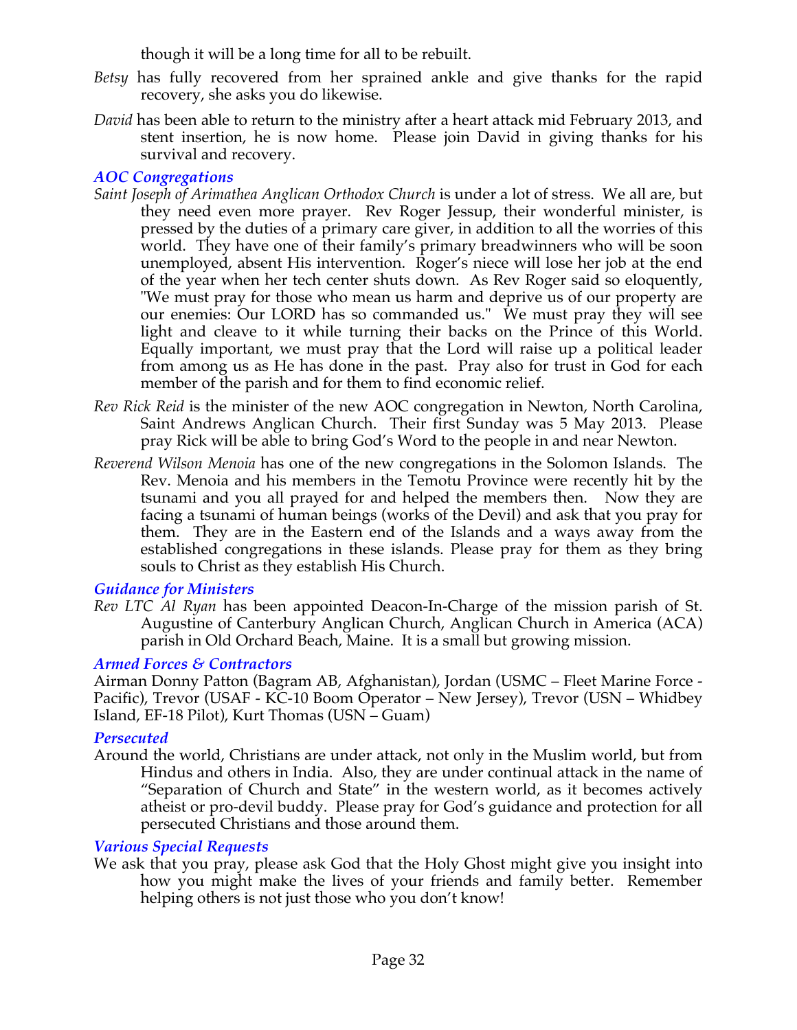though it will be a long time for all to be rebuilt.

*Betsy* has fully recovered from her sprained ankle and give thanks for the rapid recovery, she asks you do likewise.

*David* has been able to return to the ministry after a heart attack mid February 2013, and stent insertion, he is now home. Please join David in giving thanks for his survival and recovery.

### *AOC Congregations*

*Saint Joseph of Arimathea Anglican Orthodox Church* is under a lot of stress. We all are, but they need even more prayer. Rev Roger Jessup, their wonderful minister, is pressed by the duties of a primary care giver, in addition to all the worries of this world. They have one of their family's primary breadwinners who will be soon unemployed, absent His intervention. Roger's niece will lose her job at the end of the year when her tech center shuts down. As Rev Roger said so eloquently, "We must pray for those who mean us harm and deprive us of our property are our enemies: Our LORD has so commanded us." We must pray they will see light and cleave to it while turning their backs on the Prince of this World. Equally important, we must pray that the Lord will raise up a political leader from among us as He has done in the past. Pray also for trust in God for each member of the parish and for them to find economic relief.

*Rev Rick Reid* is the minister of the new AOC congregation in Newton, North Carolina, Saint Andrews Anglican Church. Their first Sunday was 5 May 2013. Please pray Rick will be able to bring God's Word to the people in and near Newton.

*Reverend Wilson Menoia* has one of the new congregations in the Solomon Islands. The Rev. Menoia and his members in the Temotu Province were recently hit by the tsunami and you all prayed for and helped the members then. Now they are facing a tsunami of human beings (works of the Devil) and ask that you pray for them. They are in the Eastern end of the Islands and a ways away from the established congregations in these islands. Please pray for them as they bring souls to Christ as they establish His Church.

### *Guidance for Ministers*

*Rev LTC Al Ryan* has been appointed Deacon-In-Charge of the mission parish of St. Augustine of Canterbury Anglican Church, Anglican Church in America (ACA) parish in Old Orchard Beach, Maine. It is a small but growing mission.

### *Armed Forces & Contractors*

Airman Donny Patton (Bagram AB, Afghanistan), Jordan (USMC – Fleet Marine Force - Pacific), Trevor (USAF - KC-10 Boom Operator – New Jersey), Trevor (USN – Whidbey Island, EF-18 Pilot), Kurt Thomas (USN – Guam)

### *Persecuted*

Around the world, Christians are under attack, not only in the Muslim world, but from Hindus and others in India. Also, they are under continual attack in the name of "Separation of Church and State" in the western world, as it becomes actively atheist or pro-devil buddy. Please pray for God's guidance and protection for all persecuted Christians and those around them.

### *Various Special Requests*

We ask that you pray, please ask God that the Holy Ghost might give you insight into how you might make the lives of your friends and family better. Remember helping others is not just those who you don't know!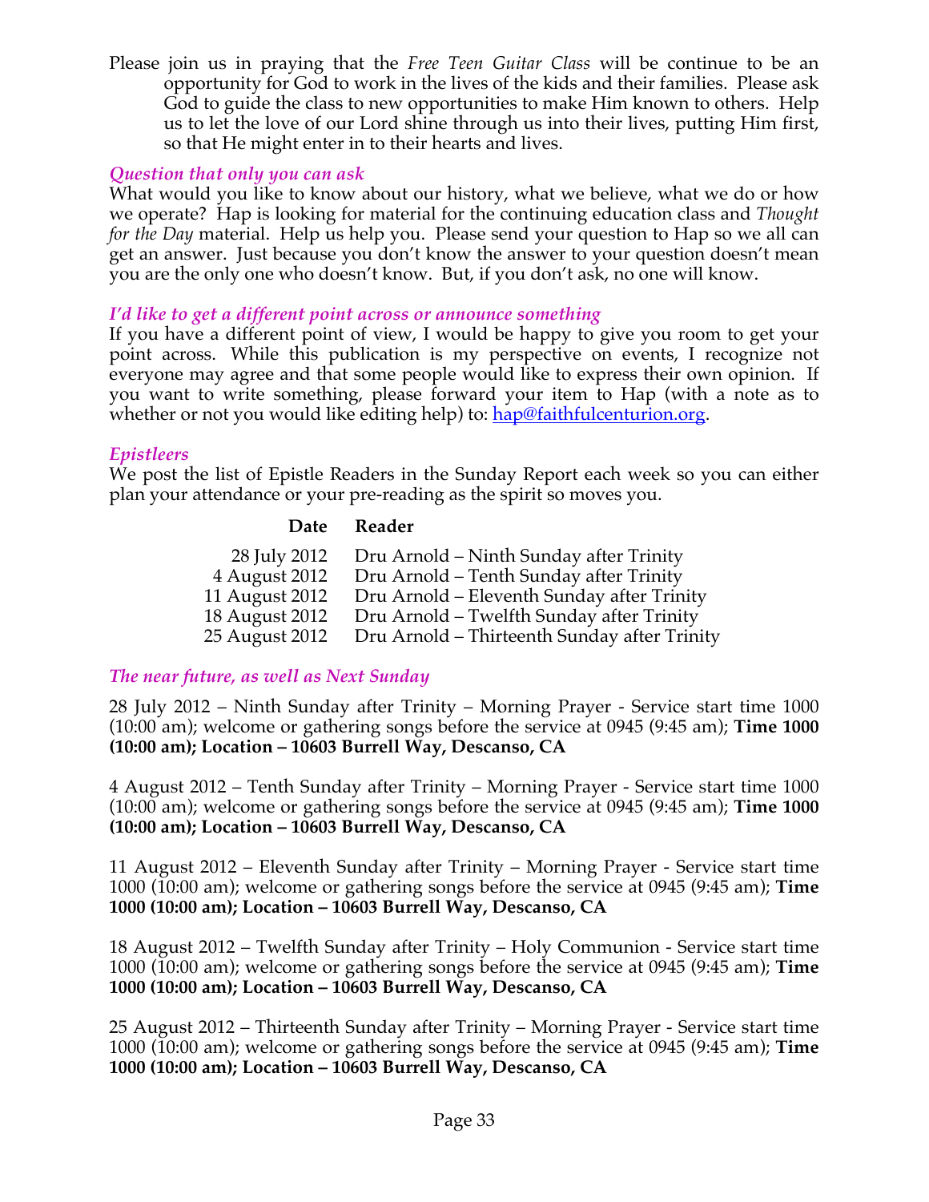Please join us in praying that the *Free Teen Guitar Class* will be continue to be an opportunity for God to work in the lives of the kids and their families. Please ask God to guide the class to new opportunities to make Him known to others. Help us to let the love of our Lord shine through us into their lives, putting Him first, so that He might enter in to their hearts and lives.

### *Question that only you can ask*

What would you like to know about our history, what we believe, what we do or how we operate? Hap is looking for material for the continuing education class and *Thought for the Day* material. Help us help you. Please send your question to Hap so we all can get an answer. Just because you don't know the answer to your question doesn't mean you are the only one who doesn't know. But, if you don't ask, no one will know.

### *I'd like to get a different point across or announce something*

If you have a different point of view, I would be happy to give you room to get your point across. While this publication is my perspective on events, I recognize not everyone may agree and that some people would like to express their own opinion. If you want to write something, please forward your item to Hap (with a note as to whether or not you would like editing help) to: hap@faithfulcenturion.org.

### *Epistleers*

We post the list of Epistle Readers in the Sunday Report each week so you can either plan your attendance or your pre-reading as the spirit so moves you.

| Date | Reader |
|---|---|
| 28 July 2012 | Dru Arnold – Ninth Sunday after Trinity |
| 4 August 2012 | Dru Arnold – Tenth Sunday after Trinity |
| 11 August 2012 | Dru Arnold – Eleventh Sunday after Trinity |
| 18 August 2012 | Dru Arnold – Twelfth Sunday after Trinity |
| 25 August 2012 | Dru Arnold – Thirteenth Sunday after Trinity |

### *The near future, as well as Next Sunday*

28 July 2012 – Ninth Sunday after Trinity – Morning Prayer - Service start time 1000 (10:00 am); welcome or gathering songs before the service at 0945 (9:45 am); **Time 1000 (10:00 am); Location – 10603 Burrell Way, Descanso, CA**

4 August 2012 – Tenth Sunday after Trinity – Morning Prayer - Service start time 1000 (10:00 am); welcome or gathering songs before the service at 0945 (9:45 am); **Time 1000 (10:00 am); Location – 10603 Burrell Way, Descanso, CA**

11 August 2012 – Eleventh Sunday after Trinity – Morning Prayer - Service start time 1000 (10:00 am); welcome or gathering songs before the service at 0945 (9:45 am); **Time 1000 (10:00 am); Location – 10603 Burrell Way, Descanso, CA**

18 August 2012 – Twelfth Sunday after Trinity – Holy Communion - Service start time 1000 (10:00 am); welcome or gathering songs before the service at 0945 (9:45 am); **Time 1000 (10:00 am); Location – 10603 Burrell Way, Descanso, CA**

25 August 2012 – Thirteenth Sunday after Trinity – Morning Prayer - Service start time 1000 (10:00 am); welcome or gathering songs before the service at 0945 (9:45 am); **Time 1000 (10:00 am); Location – 10603 Burrell Way, Descanso, CA**